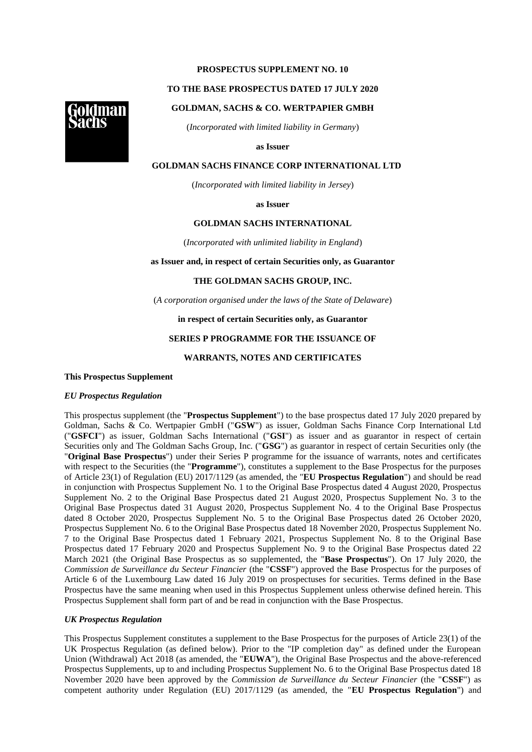**PROSPECTUS SUPPLEMENT NO. 10**

**TO THE BASE PROSPECTUS DATED 17 JULY 2020**

**GOLDMAN, SACHS & CO. WERTPAPIER GMBH**

(*Incorporated with limited liability in Germany*)

**as Issuer**

**GOLDMAN SACHS FINANCE CORP INTERNATIONAL LTD**

(*Incorporated with limited liability in Jersey*)

**as Issuer**

**GOLDMAN SACHS INTERNATIONAL**

(*Incorporated with unlimited liability in England*)

**as Issuer and, in respect of certain Securities only, as Guarantor**

**THE GOLDMAN SACHS GROUP, INC.**

(*A corporation organised under the laws of the State of Delaware*)

**in respect of certain Securities only, as Guarantor**

**SERIES P PROGRAMME FOR THE ISSUANCE OF**

**WARRANTS, NOTES AND CERTIFICATES**

**This Prospectus Supplement**

***EU Prospectus Regulation***

This prospectus supplement (the "**Prospectus Supplement**") to the base prospectus dated 17 July 2020 prepared by Goldman, Sachs & Co. Wertpapier GmbH ("**GSW**") as issuer, Goldman Sachs Finance Corp International Ltd ("**GSFCI**") as issuer, Goldman Sachs International ("**GSI**") as issuer and as guarantor in respect of certain Securities only and The Goldman Sachs Group, Inc. ("**GSG**") as guarantor in respect of certain Securities only (the "**Original Base Prospectus**") under their Series P programme for the issuance of warrants, notes and certificates with respect to the Securities (the "**Programme**"), constitutes a supplement to the Base Prospectus for the purposes of Article 23(1) of Regulation (EU) 2017/1129 (as amended, the "**EU Prospectus Regulation**") and should be read in conjunction with Prospectus Supplement No. 1 to the Original Base Prospectus dated 4 August 2020, Prospectus Supplement No. 2 to the Original Base Prospectus dated 21 August 2020, Prospectus Supplement No. 3 to the Original Base Prospectus dated 31 August 2020, Prospectus Supplement No. 4 to the Original Base Prospectus dated 8 October 2020, Prospectus Supplement No. 5 to the Original Base Prospectus dated 26 October 2020, Prospectus Supplement No. 6 to the Original Base Prospectus dated 18 November 2020, Prospectus Supplement No. 7 to the Original Base Prospectus dated 1 February 2021, Prospectus Supplement No. 8 to the Original Base Prospectus dated 17 February 2020 and Prospectus Supplement No. 9 to the Original Base Prospectus dated 22 March 2021 (the Original Base Prospectus as so supplemented, the "**Base Prospectus**"). On 17 July 2020, the *Commission de Surveillance du Secteur Financier* (the "**CSSF**") approved the Base Prospectus for the purposes of Article 6 of the Luxembourg Law dated 16 July 2019 on prospectuses for securities. Terms defined in the Base Prospectus have the same meaning when used in this Prospectus Supplement unless otherwise defined herein. This Prospectus Supplement shall form part of and be read in conjunction with the Base Prospectus.

***UK Prospectus Regulation***

This Prospectus Supplement constitutes a supplement to the Base Prospectus for the purposes of Article 23(1) of the UK Prospectus Regulation (as defined below). Prior to the "IP completion day" as defined under the European Union (Withdrawal) Act 2018 (as amended, the "**EUWA**"), the Original Base Prospectus and the above-referenced Prospectus Supplements, up to and including Prospectus Supplement No. 6 to the Original Base Prospectus dated 18 November 2020 have been approved by the *Commission de Surveillance du Secteur Financier* (the "**CSSF**") as competent authority under Regulation (EU) 2017/1129 (as amended, the "**EU Prospectus Regulation**") and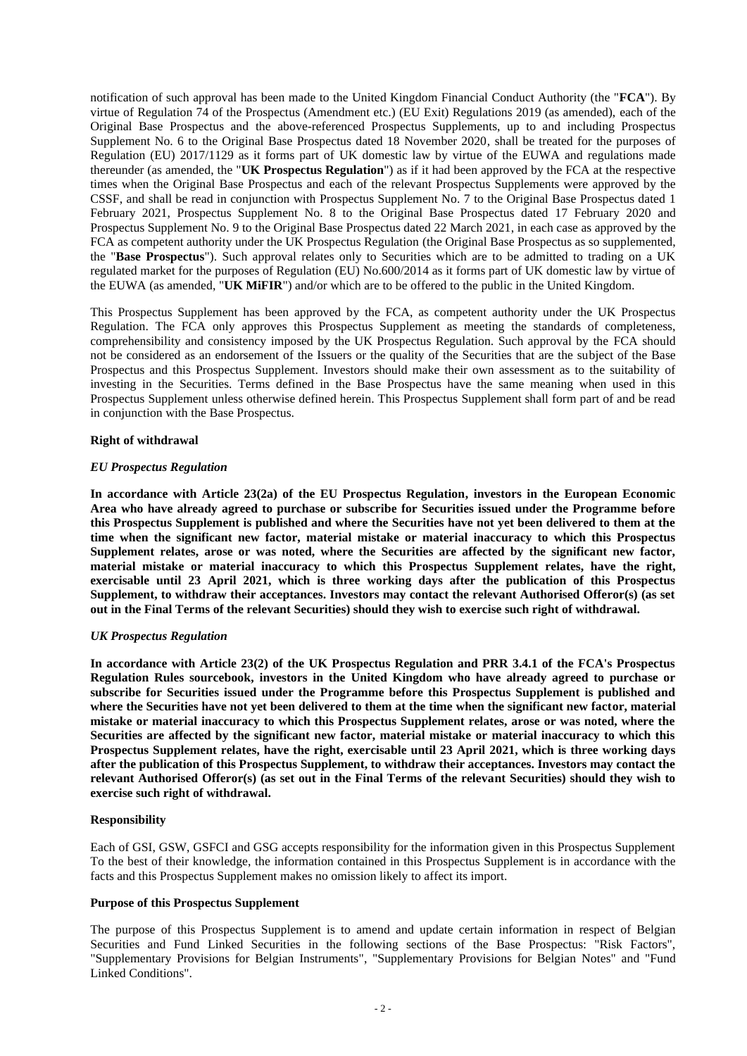notification of such approval has been made to the United Kingdom Financial Conduct Authority (the "**FCA**"). By virtue of Regulation 74 of the Prospectus (Amendment etc.) (EU Exit) Regulations 2019 (as amended), each of the Original Base Prospectus and the above-referenced Prospectus Supplements, up to and including Prospectus Supplement No. 6 to the Original Base Prospectus dated 18 November 2020, shall be treated for the purposes of Regulation (EU) 2017/1129 as it forms part of UK domestic law by virtue of the EUWA and regulations made thereunder (as amended, the "**UK Prospectus Regulation**") as if it had been approved by the FCA at the respective times when the Original Base Prospectus and each of the relevant Prospectus Supplements were approved by the CSSF, and shall be read in conjunction with Prospectus Supplement No. 7 to the Original Base Prospectus dated 1 February 2021, Prospectus Supplement No. 8 to the Original Base Prospectus dated 17 February 2020 and Prospectus Supplement No. 9 to the Original Base Prospectus dated 22 March 2021, in each case as approved by the FCA as competent authority under the UK Prospectus Regulation (the Original Base Prospectus as so supplemented, the "**Base Prospectus**"). Such approval relates only to Securities which are to be admitted to trading on a UK regulated market for the purposes of Regulation (EU) No.600/2014 as it forms part of UK domestic law by virtue of the EUWA (as amended, "**UK MiFIR**") and/or which are to be offered to the public in the United Kingdom.

This Prospectus Supplement has been approved by the FCA, as competent authority under the UK Prospectus Regulation. The FCA only approves this Prospectus Supplement as meeting the standards of completeness, comprehensibility and consistency imposed by the UK Prospectus Regulation. Such approval by the FCA should not be considered as an endorsement of the Issuers or the quality of the Securities that are the subject of the Base Prospectus and this Prospectus Supplement. Investors should make their own assessment as to the suitability of investing in the Securities. Terms defined in the Base Prospectus have the same meaning when used in this Prospectus Supplement unless otherwise defined herein. This Prospectus Supplement shall form part of and be read in conjunction with the Base Prospectus.

**Right of withdrawal**

*EU Prospectus Regulation*

**In accordance with Article 23(2a) of the EU Prospectus Regulation, investors in the European Economic Area who have already agreed to purchase or subscribe for Securities issued under the Programme before this Prospectus Supplement is published and where the Securities have not yet been delivered to them at the time when the significant new factor, material mistake or material inaccuracy to which this Prospectus Supplement relates, arose or was noted, where the Securities are affected by the significant new factor, material mistake or material inaccuracy to which this Prospectus Supplement relates, have the right, exercisable until 23 April 2021, which is three working days after the publication of this Prospectus Supplement, to withdraw their acceptances. Investors may contact the relevant Authorised Offeror(s) (as set out in the Final Terms of the relevant Securities) should they wish to exercise such right of withdrawal.**

*UK Prospectus Regulation*

**In accordance with Article 23(2) of the UK Prospectus Regulation and PRR 3.4.1 of the FCA's Prospectus Regulation Rules sourcebook, investors in the United Kingdom who have already agreed to purchase or subscribe for Securities issued under the Programme before this Prospectus Supplement is published and where the Securities have not yet been delivered to them at the time when the significant new factor, material mistake or material inaccuracy to which this Prospectus Supplement relates, arose or was noted, where the Securities are affected by the significant new factor, material mistake or material inaccuracy to which this Prospectus Supplement relates, have the right, exercisable until 23 April 2021, which is three working days after the publication of this Prospectus Supplement, to withdraw their acceptances. Investors may contact the relevant Authorised Offeror(s) (as set out in the Final Terms of the relevant Securities) should they wish to exercise such right of withdrawal.**

**Responsibility**

Each of GSI, GSW, GSFCI and GSG accepts responsibility for the information given in this Prospectus Supplement To the best of their knowledge, the information contained in this Prospectus Supplement is in accordance with the facts and this Prospectus Supplement makes no omission likely to affect its import.

**Purpose of this Prospectus Supplement**

The purpose of this Prospectus Supplement is to amend and update certain information in respect of Belgian Securities and Fund Linked Securities in the following sections of the Base Prospectus: "Risk Factors", "Supplementary Provisions for Belgian Instruments", "Supplementary Provisions for Belgian Notes" and "Fund Linked Conditions".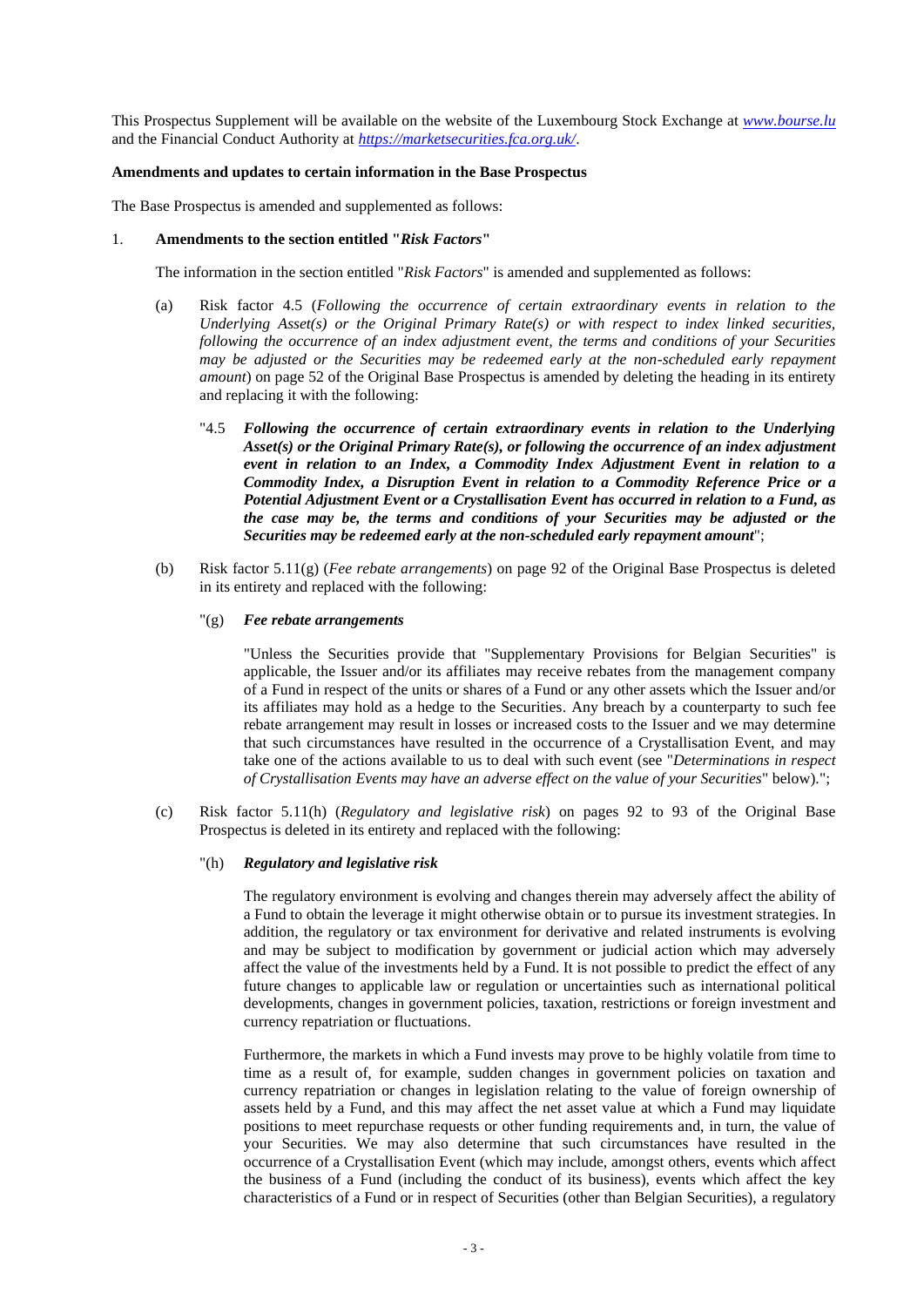This Prospectus Supplement will be available on the website of the Luxembourg Stock Exchange at [www.bourse.lu](http://www.bourse.lu) and the Financial Conduct Authority at [https://marketsecurities.fca.org.uk/](https://marketsecurities.fca.org.uk/).

**Amendments and updates to certain information in the Base Prospectus**

The Base Prospectus is amended and supplemented as follows:

1. **Amendments to the section entitled "*Risk Factors*"**

   The information in the section entitled "*Risk Factors*" is amended and supplemented as follows:

   (a) Risk factor 4.5 (*Following the occurrence of certain extraordinary events in relation to the Underlying Asset(s) or the Original Primary Rate(s) or with respect to index linked securities, following the occurrence of an index adjustment event, the terms and conditions of your Securities may be adjusted or the Securities may be redeemed early at the non-scheduled early repayment amount*) on page 52 of the Original Base Prospectus is amended by deleting the heading in its entirety and replacing it with the following:

   "4.5 ***Following the occurrence of certain extraordinary events in relation to the Underlying Asset(s) or the Original Primary Rate(s), or following the occurrence of an index adjustment event in relation to an Index, a Commodity Index Adjustment Event in relation to a Commodity Index, a Disruption Event in relation to a Commodity Reference Price or a Potential Adjustment Event or a Crystallisation Event has occurred in relation to a Fund, as the case may be, the terms and conditions of your Securities may be adjusted or the Securities may be redeemed early at the non-scheduled early repayment amount***";

   (b) Risk factor 5.11(g) (*Fee rebate arrangements*) on page 92 of the Original Base Prospectus is deleted in its entirety and replaced with the following:

   "(g) ***Fee rebate arrangements***

   "Unless the Securities provide that "Supplementary Provisions for Belgian Securities" is applicable, the Issuer and/or its affiliates may receive rebates from the management company of a Fund in respect of the units or shares of a Fund or any other assets which the Issuer and/or its affiliates may hold as a hedge to the Securities. Any breach by a counterparty to such fee rebate arrangement may result in losses or increased costs to the Issuer and we may determine that such circumstances have resulted in the occurrence of a Crystallisation Event, and may take one of the actions available to us to deal with such event (see "*Determinations in respect of Crystallisation Events may have an adverse effect on the value of your Securities*" below).";

   (c) Risk factor 5.11(h) (*Regulatory and legislative risk*) on pages 92 to 93 of the Original Base Prospectus is deleted in its entirety and replaced with the following:

   "(h) ***Regulatory and legislative risk***

   The regulatory environment is evolving and changes therein may adversely affect the ability of a Fund to obtain the leverage it might otherwise obtain or to pursue its investment strategies. In addition, the regulatory or tax environment for derivative and related instruments is evolving and may be subject to modification by government or judicial action which may adversely affect the value of the investments held by a Fund. It is not possible to predict the effect of any future changes to applicable law or regulation or uncertainties such as international political developments, changes in government policies, taxation, restrictions or foreign investment and currency repatriation or fluctuations.

   Furthermore, the markets in which a Fund invests may prove to be highly volatile from time to time as a result of, for example, sudden changes in government policies on taxation and currency repatriation or changes in legislation relating to the value of foreign ownership of assets held by a Fund, and this may affect the net asset value at which a Fund may liquidate positions to meet repurchase requests or other funding requirements and, in turn, the value of your Securities. We may also determine that such circumstances have resulted in the occurrence of a Crystallisation Event (which may include, amongst others, events which affect the business of a Fund (including the conduct of its business), events which affect the key characteristics of a Fund or in respect of Securities (other than Belgian Securities), a regulatory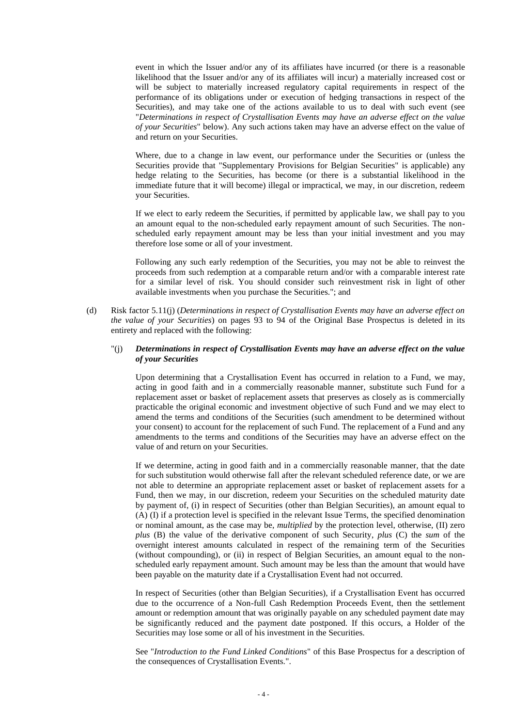event in which the Issuer and/or any of its affiliates have incurred (or there is a reasonable likelihood that the Issuer and/or any of its affiliates will incur) a materially increased cost or will be subject to materially increased regulatory capital requirements in respect of the performance of its obligations under or execution of hedging transactions in respect of the Securities), and may take one of the actions available to us to deal with such event (see "*Determinations in respect of Crystallisation Events may have an adverse effect on the value of your Securities*" below). Any such actions taken may have an adverse effect on the value of and return on your Securities.

Where, due to a change in law event, our performance under the Securities or (unless the Securities provide that "Supplementary Provisions for Belgian Securities" is applicable) any hedge relating to the Securities, has become (or there is a substantial likelihood in the immediate future that it will become) illegal or impractical, we may, in our discretion, redeem your Securities.

If we elect to early redeem the Securities, if permitted by applicable law, we shall pay to you an amount equal to the non-scheduled early repayment amount of such Securities. The non-scheduled early repayment amount may be less than your initial investment and you may therefore lose some or all of your investment.

Following any such early redemption of the Securities, you may not be able to reinvest the proceeds from such redemption at a comparable return and/or with a comparable interest rate for a similar level of risk. You should consider such reinvestment risk in light of other available investments when you purchase the Securities."; and

(d) Risk factor 5.11(j) (*Determinations in respect of Crystallisation Events may have an adverse effect on the value of your Securities*) on pages 93 to 94 of the Original Base Prospectus is deleted in its entirety and replaced with the following:

"(j) ***Determinations in respect of Crystallisation Events may have an adverse effect on the value of your Securities***

Upon determining that a Crystallisation Event has occurred in relation to a Fund, we may, acting in good faith and in a commercially reasonable manner, substitute such Fund for a replacement asset or basket of replacement assets that preserves as closely as is commercially practicable the original economic and investment objective of such Fund and we may elect to amend the terms and conditions of the Securities (such amendment to be determined without your consent) to account for the replacement of such Fund. The replacement of a Fund and any amendments to the terms and conditions of the Securities may have an adverse effect on the value of and return on your Securities.

If we determine, acting in good faith and in a commercially reasonable manner, that the date for such substitution would otherwise fall after the relevant scheduled reference date, or we are not able to determine an appropriate replacement asset or basket of replacement assets for a Fund, then we may, in our discretion, redeem your Securities on the scheduled maturity date by payment of, (i) in respect of Securities (other than Belgian Securities), an amount equal to (A) (I) if a protection level is specified in the relevant Issue Terms, the specified denomination or nominal amount, as the case may be, *multiplied* by the protection level, otherwise, (II) zero *plus* (B) the value of the derivative component of such Security, *plus* (C) the *sum* of the overnight interest amounts calculated in respect of the remaining term of the Securities (without compounding), or (ii) in respect of Belgian Securities, an amount equal to the non-scheduled early repayment amount. Such amount may be less than the amount that would have been payable on the maturity date if a Crystallisation Event had not occurred.

In respect of Securities (other than Belgian Securities), if a Crystallisation Event has occurred due to the occurrence of a Non-full Cash Redemption Proceeds Event, then the settlement amount or redemption amount that was originally payable on any scheduled payment date may be significantly reduced and the payment date postponed. If this occurs, a Holder of the Securities may lose some or all of his investment in the Securities.

See "*Introduction to the Fund Linked Conditions*" of this Base Prospectus for a description of the consequences of Crystallisation Events.".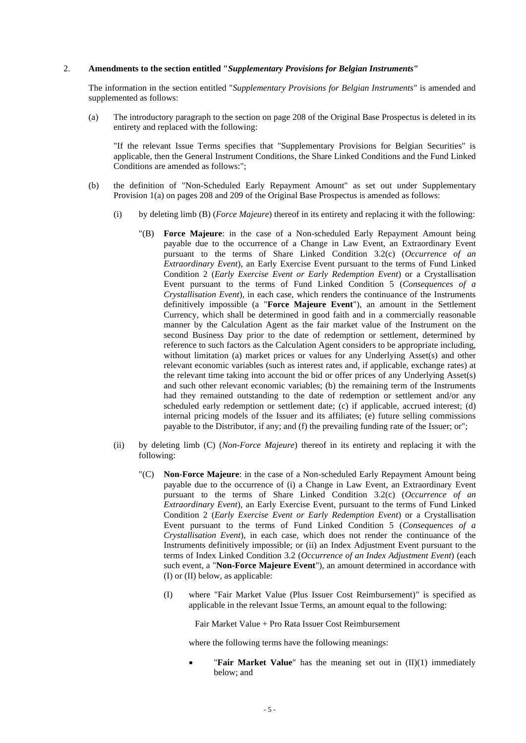2. **Amendments to the section entitled "*Supplementary Provisions for Belgian Instruments*"**

The information in the section entitled "*Supplementary Provisions for Belgian Instruments*" is amended and supplemented as follows:

(a) The introductory paragraph to the section on page 208 of the Original Base Prospectus is deleted in its entirety and replaced with the following:

"If the relevant Issue Terms specifies that "Supplementary Provisions for Belgian Securities" is applicable, then the General Instrument Conditions, the Share Linked Conditions and the Fund Linked Conditions are amended as follows:";

(b) the definition of "Non-Scheduled Early Repayment Amount" as set out under Supplementary Provision 1(a) on pages 208 and 209 of the Original Base Prospectus is amended as follows:

(i) by deleting limb (B) (*Force Majeure*) thereof in its entirety and replacing it with the following:

"(B) **Force Majeure**: in the case of a Non-scheduled Early Repayment Amount being payable due to the occurrence of a Change in Law Event, an Extraordinary Event pursuant to the terms of Share Linked Condition 3.2(c) (*Occurrence of an Extraordinary Event*), an Early Exercise Event pursuant to the terms of Fund Linked Condition 2 (*Early Exercise Event or Early Redemption Event*) or a Crystallisation Event pursuant to the terms of Fund Linked Condition 5 (*Consequences of a Crystallisation Event*), in each case, which renders the continuance of the Instruments definitively impossible (a "**Force Majeure Event**"), an amount in the Settlement Currency, which shall be determined in good faith and in a commercially reasonable manner by the Calculation Agent as the fair market value of the Instrument on the second Business Day prior to the date of redemption or settlement, determined by reference to such factors as the Calculation Agent considers to be appropriate including, without limitation (a) market prices or values for any Underlying Asset(s) and other relevant economic variables (such as interest rates and, if applicable, exchange rates) at the relevant time taking into account the bid or offer prices of any Underlying Asset(s) and such other relevant economic variables; (b) the remaining term of the Instruments had they remained outstanding to the date of redemption or settlement and/or any scheduled early redemption or settlement date; (c) if applicable, accrued interest; (d) internal pricing models of the Issuer and its affiliates; (e) future selling commissions payable to the Distributor, if any; and (f) the prevailing funding rate of the Issuer; or";

(ii) by deleting limb (C) (*Non-Force Majeure*) thereof in its entirety and replacing it with the following:

"(C) **Non-Force Majeure**: in the case of a Non-scheduled Early Repayment Amount being payable due to the occurrence of (i) a Change in Law Event, an Extraordinary Event pursuant to the terms of Share Linked Condition 3.2(c) (*Occurrence of an Extraordinary Event*), an Early Exercise Event, pursuant to the terms of Fund Linked Condition 2 (*Early Exercise Event or Early Redemption Event*) or a Crystallisation Event pursuant to the terms of Fund Linked Condition 5 (*Consequences of a Crystallisation Event*), in each case, which does not render the continuance of the Instruments definitively impossible; or (ii) an Index Adjustment Event pursuant to the terms of Index Linked Condition 3.2 (*Occurrence of an Index Adjustment Event*) (each such event, a "**Non-Force Majeure Event**"), an amount determined in accordance with (I) or (II) below, as applicable:

(I) where "Fair Market Value (Plus Issuer Cost Reimbursement)" is specified as applicable in the relevant Issue Terms, an amount equal to the following:

Fair Market Value + Pro Rata Issuer Cost Reimbursement

where the following terms have the following meanings:

- "**Fair Market Value**" has the meaning set out in (II)(1) immediately below; and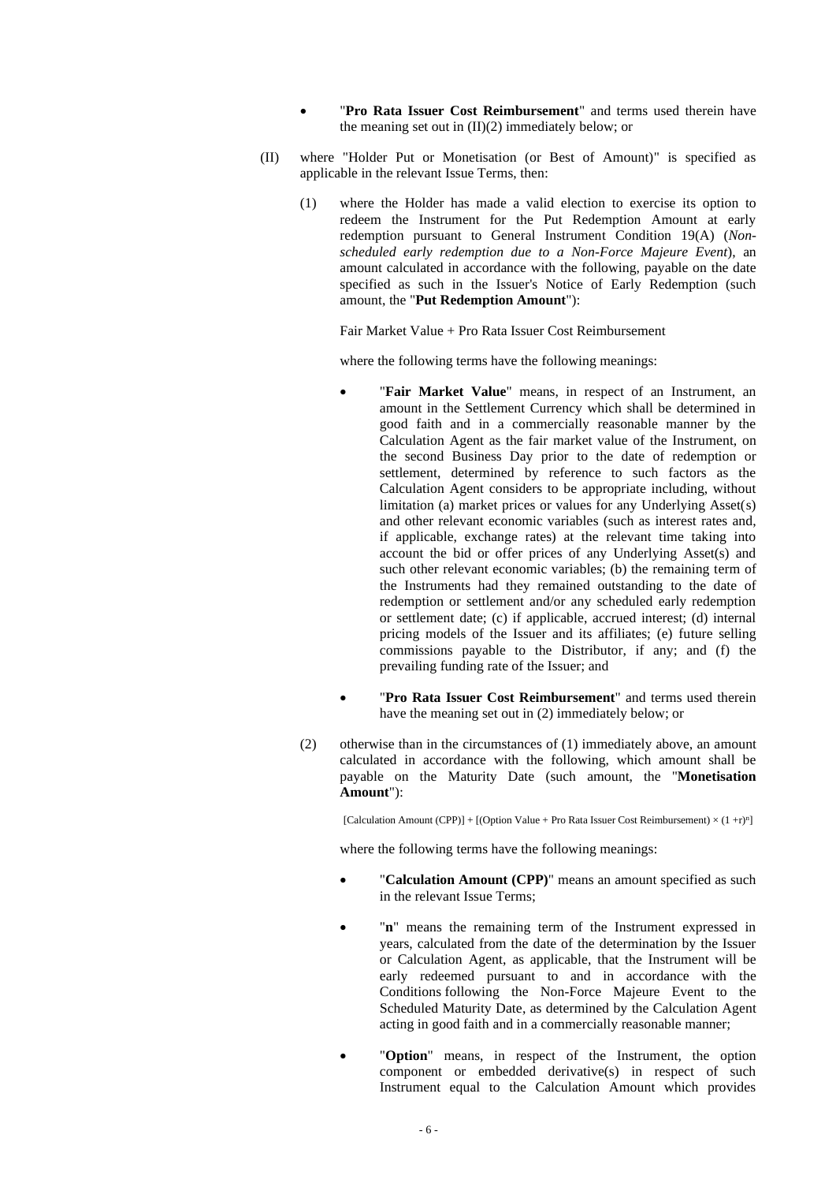- "**Pro Rata Issuer Cost Reimbursement**" and terms used therein have the meaning set out in (II)(2) immediately below; or

(II) where "Holder Put or Monetisation (or Best of Amount)" is specified as applicable in the relevant Issue Terms, then:

(1) where the Holder has made a valid election to exercise its option to redeem the Instrument for the Put Redemption Amount at early redemption pursuant to General Instrument Condition 19(A) (*Non-scheduled early redemption due to a Non-Force Majeure Event*), an amount calculated in accordance with the following, payable on the date specified as such in the Issuer's Notice of Early Redemption (such amount, the "**Put Redemption Amount**"):

Fair Market Value + Pro Rata Issuer Cost Reimbursement

where the following terms have the following meanings:

- "**Fair Market Value**" means, in respect of an Instrument, an amount in the Settlement Currency which shall be determined in good faith and in a commercially reasonable manner by the Calculation Agent as the fair market value of the Instrument, on the second Business Day prior to the date of redemption or settlement, determined by reference to such factors as the Calculation Agent considers to be appropriate including, without limitation (a) market prices or values for any Underlying Asset(s) and other relevant economic variables (such as interest rates and, if applicable, exchange rates) at the relevant time taking into account the bid or offer prices of any Underlying Asset(s) and such other relevant economic variables; (b) the remaining term of the Instruments had they remained outstanding to the date of redemption or settlement and/or any scheduled early redemption or settlement date; (c) if applicable, accrued interest; (d) internal pricing models of the Issuer and its affiliates; (e) future selling commissions payable to the Distributor, if any; and (f) the prevailing funding rate of the Issuer; and

- "**Pro Rata Issuer Cost Reimbursement**" and terms used therein have the meaning set out in (2) immediately below; or

(2) otherwise than in the circumstances of (1) immediately above, an amount calculated in accordance with the following, which amount shall be payable on the Maturity Date (such amount, the "**Monetisation Amount**"):

$$[\text{Calculation Amount (CPP)}] + [(\text{Option Value} + \text{Pro Rata Issuer Cost Reimbursement}) \times (1 + r)^{n}]$$

where the following terms have the following meanings:

- "**Calculation Amount (CPP)**" means an amount specified as such in the relevant Issue Terms;

- "**n**" means the remaining term of the Instrument expressed in years, calculated from the date of the determination by the Issuer or Calculation Agent, as applicable, that the Instrument will be early redeemed pursuant to and in accordance with the Conditions following the Non-Force Majeure Event to the Scheduled Maturity Date, as determined by the Calculation Agent acting in good faith and in a commercially reasonable manner;

- "**Option**" means, in respect of the Instrument, the option component or embedded derivative(s) in respect of such Instrument equal to the Calculation Amount which provides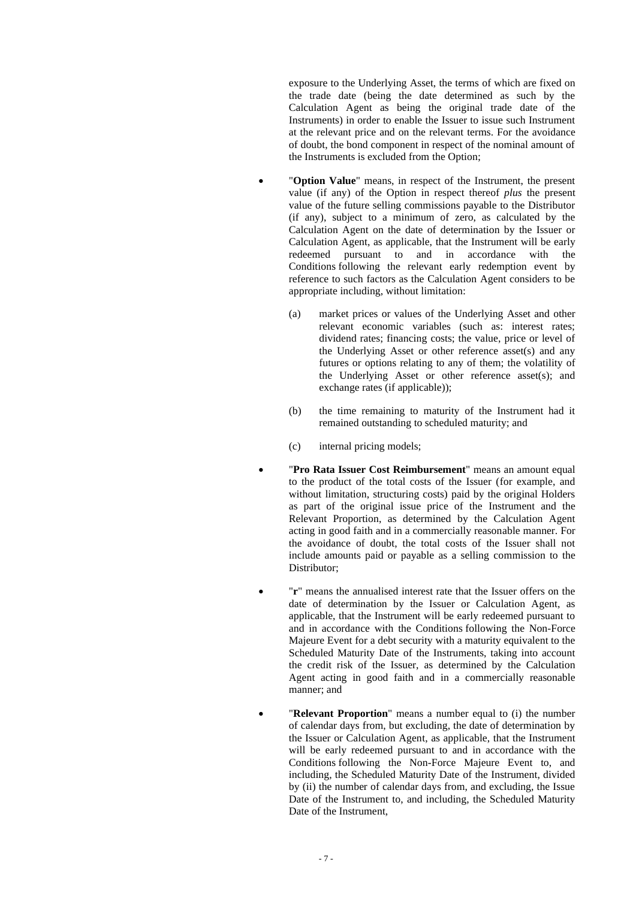exposure to the Underlying Asset, the terms of which are fixed on the trade date (being the date determined as such by the Calculation Agent as being the original trade date of the Instruments) in order to enable the Issuer to issue such Instrument at the relevant price and on the relevant terms. For the avoidance of doubt, the bond component in respect of the nominal amount of the Instruments is excluded from the Option;

- "**Option Value**" means, in respect of the Instrument, the present value (if any) of the Option in respect thereof *plus* the present value of the future selling commissions payable to the Distributor (if any), subject to a minimum of zero, as calculated by the Calculation Agent on the date of determination by the Issuer or Calculation Agent, as applicable, that the Instrument will be early redeemed pursuant to and in accordance with the Conditions following the relevant early redemption event by reference to such factors as the Calculation Agent considers to be appropriate including, without limitation:

  (a) market prices or values of the Underlying Asset and other relevant economic variables (such as: interest rates; dividend rates; financing costs; the value, price or level of the Underlying Asset or other reference asset(s) and any futures or options relating to any of them; the volatility of the Underlying Asset or other reference asset(s); and exchange rates (if applicable));

  (b) the time remaining to maturity of the Instrument had it remained outstanding to scheduled maturity; and

  (c) internal pricing models;

- "**Pro Rata Issuer Cost Reimbursement**" means an amount equal to the product of the total costs of the Issuer (for example, and without limitation, structuring costs) paid by the original Holders as part of the original issue price of the Instrument and the Relevant Proportion, as determined by the Calculation Agent acting in good faith and in a commercially reasonable manner. For the avoidance of doubt, the total costs of the Issuer shall not include amounts paid or payable as a selling commission to the Distributor;

- "**r**" means the annualised interest rate that the Issuer offers on the date of determination by the Issuer or Calculation Agent, as applicable, that the Instrument will be early redeemed pursuant to and in accordance with the Conditions following the Non-Force Majeure Event for a debt security with a maturity equivalent to the Scheduled Maturity Date of the Instruments, taking into account the credit risk of the Issuer, as determined by the Calculation Agent acting in good faith and in a commercially reasonable manner; and

- "**Relevant Proportion**" means a number equal to (i) the number of calendar days from, but excluding, the date of determination by the Issuer or Calculation Agent, as applicable, that the Instrument will be early redeemed pursuant to and in accordance with the Conditions following the Non-Force Majeure Event to, and including, the Scheduled Maturity Date of the Instrument, divided by (ii) the number of calendar days from, and excluding, the Issue Date of the Instrument to, and including, the Scheduled Maturity Date of the Instrument,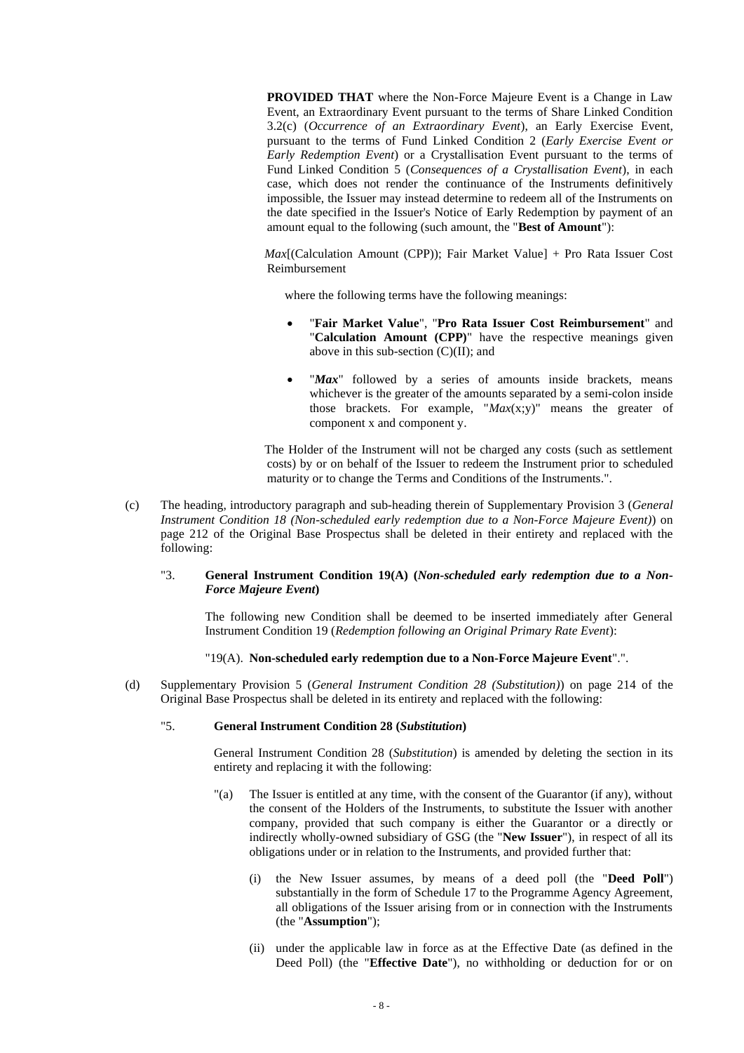**PROVIDED THAT** where the Non-Force Majeure Event is a Change in Law Event, an Extraordinary Event pursuant to the terms of Share Linked Condition 3.2(c) (*Occurrence of an Extraordinary Event*), an Early Exercise Event, pursuant to the terms of Fund Linked Condition 2 (*Early Exercise Event or Early Redemption Event*) or a Crystallisation Event pursuant to the terms of Fund Linked Condition 5 (*Consequences of a Crystallisation Event*), in each case, which does not render the continuance of the Instruments definitively impossible, the Issuer may instead determine to redeem all of the Instruments on the date specified in the Issuer's Notice of Early Redemption by payment of an amount equal to the following (such amount, the "**Best of Amount**"):

*Max*[(Calculation Amount (CPP)); Fair Market Value] + Pro Rata Issuer Cost Reimbursement

where the following terms have the following meanings:

- "**Fair Market Value**", "**Pro Rata Issuer Cost Reimbursement**" and "**Calculation Amount (CPP)**" have the respective meanings given above in this sub-section (C)(II); and
- "***Max***" followed by a series of amounts inside brackets, means whichever is the greater of the amounts separated by a semi-colon inside those brackets. For example, "*Max*(x;y)" means the greater of component x and component y.

The Holder of the Instrument will not be charged any costs (such as settlement costs) by or on behalf of the Issuer to redeem the Instrument prior to scheduled maturity or to change the Terms and Conditions of the Instruments.".

(c) The heading, introductory paragraph and sub-heading therein of Supplementary Provision 3 (*General Instrument Condition 18 (Non-scheduled early redemption due to a Non-Force Majeure Event)*) on page 212 of the Original Base Prospectus shall be deleted in their entirety and replaced with the following:

"3. **General Instrument Condition 19(A) (*Non-scheduled early redemption due to a Non-Force Majeure Event*)**

The following new Condition shall be deemed to be inserted immediately after General Instrument Condition 19 (*Redemption following an Original Primary Rate Event*):

"19(A). **Non-scheduled early redemption due to a Non-Force Majeure Event**".".

(d) Supplementary Provision 5 (*General Instrument Condition 28 (Substitution)*) on page 214 of the Original Base Prospectus shall be deleted in its entirety and replaced with the following:

"5. **General Instrument Condition 28 (*Substitution*)**

General Instrument Condition 28 (*Substitution*) is amended by deleting the section in its entirety and replacing it with the following:

"(a) The Issuer is entitled at any time, with the consent of the Guarantor (if any), without the consent of the Holders of the Instruments, to substitute the Issuer with another company, provided that such company is either the Guarantor or a directly or indirectly wholly-owned subsidiary of GSG (the "**New Issuer**"), in respect of all its obligations under or in relation to the Instruments, and provided further that:

(i) the New Issuer assumes, by means of a deed poll (the "**Deed Poll**") substantially in the form of Schedule 17 to the Programme Agency Agreement, all obligations of the Issuer arising from or in connection with the Instruments (the "**Assumption**");

(ii) under the applicable law in force as at the Effective Date (as defined in the Deed Poll) (the "**Effective Date**"), no withholding or deduction for or on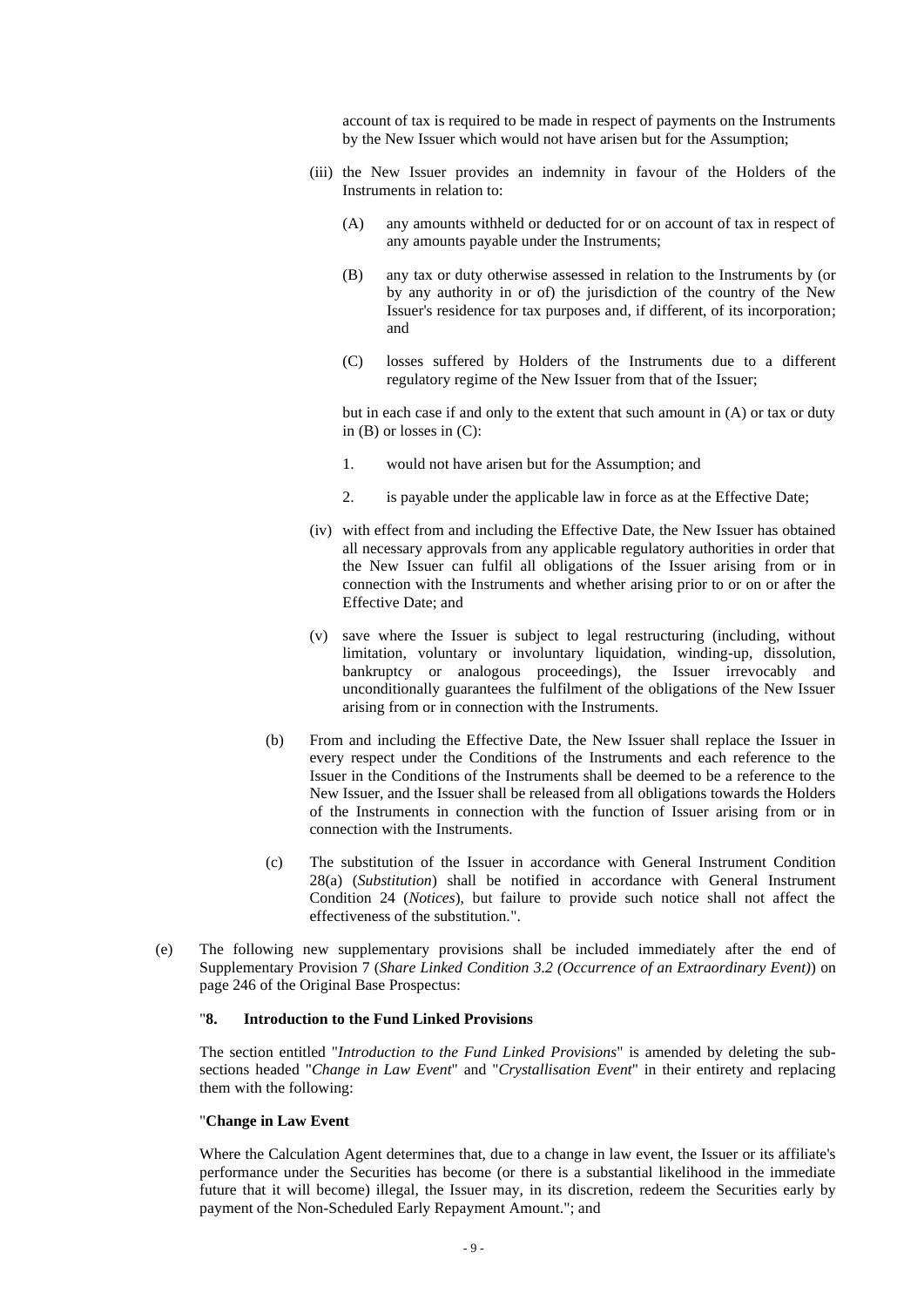account of tax is required to be made in respect of payments on the Instruments by the New Issuer which would not have arisen but for the Assumption;

(iii) the New Issuer provides an indemnity in favour of the Holders of the Instruments in relation to:

(A) any amounts withheld or deducted for or on account of tax in respect of any amounts payable under the Instruments;

(B) any tax or duty otherwise assessed in relation to the Instruments by (or by any authority in or of) the jurisdiction of the country of the New Issuer's residence for tax purposes and, if different, of its incorporation; and

(C) losses suffered by Holders of the Instruments due to a different regulatory regime of the New Issuer from that of the Issuer;

but in each case if and only to the extent that such amount in (A) or tax or duty in (B) or losses in (C):

1. would not have arisen but for the Assumption; and

2. is payable under the applicable law in force as at the Effective Date;

(iv) with effect from and including the Effective Date, the New Issuer has obtained all necessary approvals from any applicable regulatory authorities in order that the New Issuer can fulfil all obligations of the Issuer arising from or in connection with the Instruments and whether arising prior to or on or after the Effective Date; and

(v) save where the Issuer is subject to legal restructuring (including, without limitation, voluntary or involuntary liquidation, winding-up, dissolution, bankruptcy or analogous proceedings), the Issuer irrevocably and unconditionally guarantees the fulfilment of the obligations of the New Issuer arising from or in connection with the Instruments.

(b) From and including the Effective Date, the New Issuer shall replace the Issuer in every respect under the Conditions of the Instruments and each reference to the Issuer in the Conditions of the Instruments shall be deemed to be a reference to the New Issuer, and the Issuer shall be released from all obligations towards the Holders of the Instruments in connection with the function of Issuer arising from or in connection with the Instruments.

(c) The substitution of the Issuer in accordance with General Instrument Condition 28(a) (*Substitution*) shall be notified in accordance with General Instrument Condition 24 (*Notices*), but failure to provide such notice shall not affect the effectiveness of the substitution.".

(e) The following new supplementary provisions shall be included immediately after the end of Supplementary Provision 7 (*Share Linked Condition 3.2 (Occurrence of an Extraordinary Event)*) on page 246 of the Original Base Prospectus:

"**8. Introduction to the Fund Linked Provisions**

The section entitled "*Introduction to the Fund Linked Provisions*" is amended by deleting the sub-sections headed "*Change in Law Event*" and "*Crystallisation Event*" in their entirety and replacing them with the following:

"**Change in Law Event**

Where the Calculation Agent determines that, due to a change in law event, the Issuer or its affiliate's performance under the Securities has become (or there is a substantial likelihood in the immediate future that it will become) illegal, the Issuer may, in its discretion, redeem the Securities early by payment of the Non-Scheduled Early Repayment Amount."; and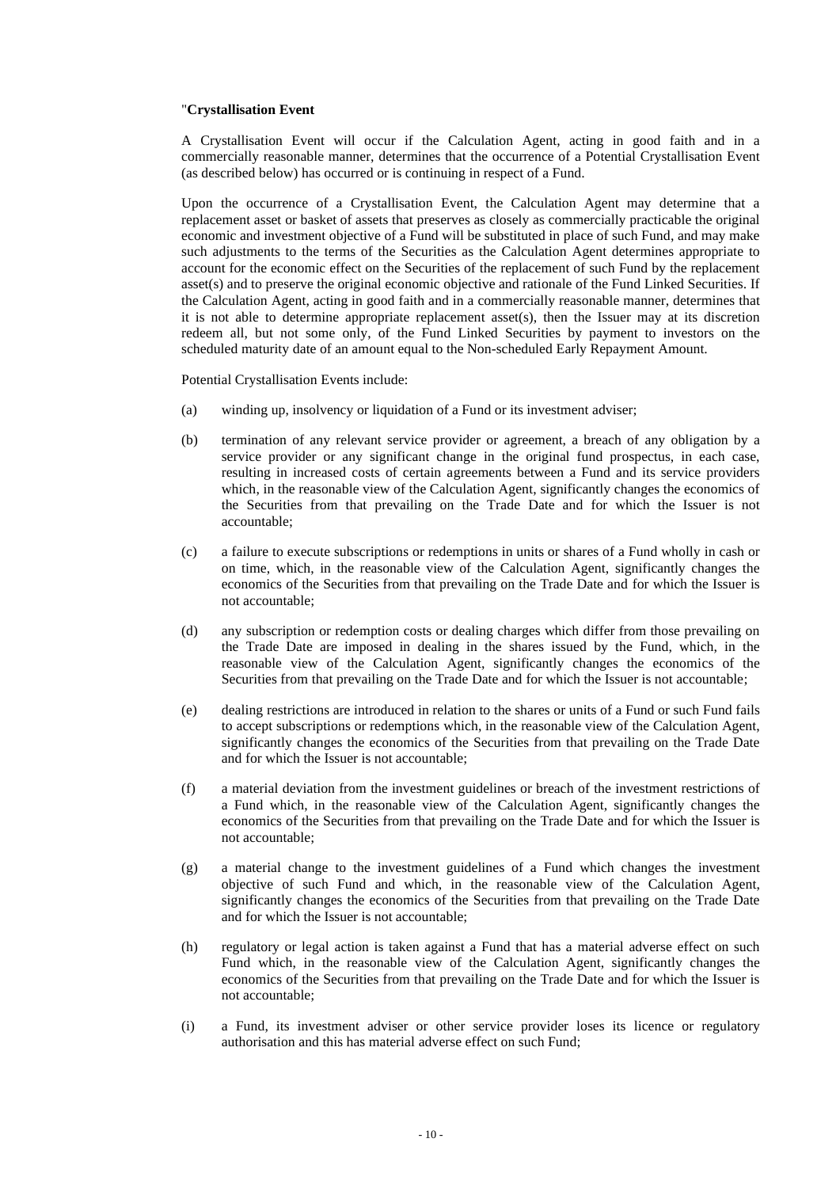"**Crystallisation Event**

A Crystallisation Event will occur if the Calculation Agent, acting in good faith and in a commercially reasonable manner, determines that the occurrence of a Potential Crystallisation Event (as described below) has occurred or is continuing in respect of a Fund.

Upon the occurrence of a Crystallisation Event, the Calculation Agent may determine that a replacement asset or basket of assets that preserves as closely as commercially practicable the original economic and investment objective of a Fund will be substituted in place of such Fund, and may make such adjustments to the terms of the Securities as the Calculation Agent determines appropriate to account for the economic effect on the Securities of the replacement of such Fund by the replacement asset(s) and to preserve the original economic objective and rationale of the Fund Linked Securities. If the Calculation Agent, acting in good faith and in a commercially reasonable manner, determines that it is not able to determine appropriate replacement asset(s), then the Issuer may at its discretion redeem all, but not some only, of the Fund Linked Securities by payment to investors on the scheduled maturity date of an amount equal to the Non-scheduled Early Repayment Amount.

Potential Crystallisation Events include:

(a) winding up, insolvency or liquidation of a Fund or its investment adviser;

(b) termination of any relevant service provider or agreement, a breach of any obligation by a service provider or any significant change in the original fund prospectus, in each case, resulting in increased costs of certain agreements between a Fund and its service providers which, in the reasonable view of the Calculation Agent, significantly changes the economics of the Securities from that prevailing on the Trade Date and for which the Issuer is not accountable;

(c) a failure to execute subscriptions or redemptions in units or shares of a Fund wholly in cash or on time, which, in the reasonable view of the Calculation Agent, significantly changes the economics of the Securities from that prevailing on the Trade Date and for which the Issuer is not accountable;

(d) any subscription or redemption costs or dealing charges which differ from those prevailing on the Trade Date are imposed in dealing in the shares issued by the Fund, which, in the reasonable view of the Calculation Agent, significantly changes the economics of the Securities from that prevailing on the Trade Date and for which the Issuer is not accountable;

(e) dealing restrictions are introduced in relation to the shares or units of a Fund or such Fund fails to accept subscriptions or redemptions which, in the reasonable view of the Calculation Agent, significantly changes the economics of the Securities from that prevailing on the Trade Date and for which the Issuer is not accountable;

(f) a material deviation from the investment guidelines or breach of the investment restrictions of a Fund which, in the reasonable view of the Calculation Agent, significantly changes the economics of the Securities from that prevailing on the Trade Date and for which the Issuer is not accountable;

(g) a material change to the investment guidelines of a Fund which changes the investment objective of such Fund and which, in the reasonable view of the Calculation Agent, significantly changes the economics of the Securities from that prevailing on the Trade Date and for which the Issuer is not accountable;

(h) regulatory or legal action is taken against a Fund that has a material adverse effect on such Fund which, in the reasonable view of the Calculation Agent, significantly changes the economics of the Securities from that prevailing on the Trade Date and for which the Issuer is not accountable;

(i) a Fund, its investment adviser or other service provider loses its licence or regulatory authorisation and this has material adverse effect on such Fund;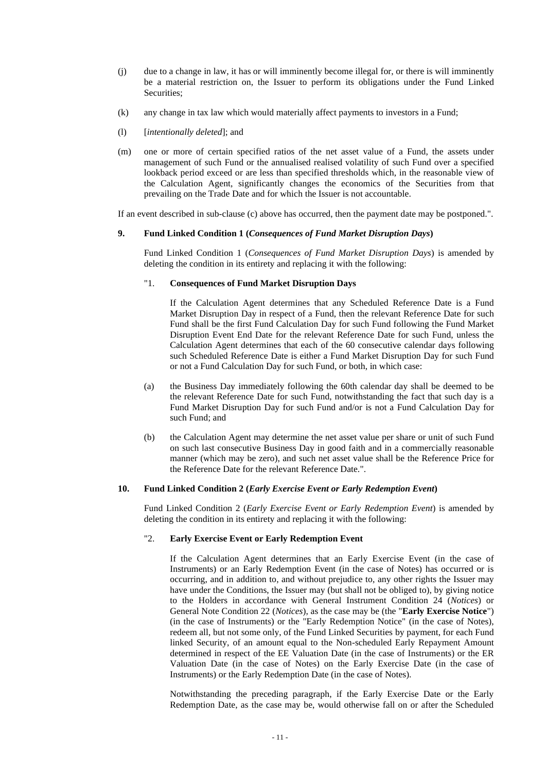(j) due to a change in law, it has or will imminently become illegal for, or there is will imminently be a material restriction on, the Issuer to perform its obligations under the Fund Linked Securities;

(k) any change in tax law which would materially affect payments to investors in a Fund;

(l) [*intentionally deleted*]; and

(m) one or more of certain specified ratios of the net asset value of a Fund, the assets under management of such Fund or the annualised realised volatility of such Fund over a specified lookback period exceed or are less than specified thresholds which, in the reasonable view of the Calculation Agent, significantly changes the economics of the Securities from that prevailing on the Trade Date and for which the Issuer is not accountable.

If an event described in sub-clause (c) above has occurred, then the payment date may be postponed.".

### 9. Fund Linked Condition 1 (*Consequences of Fund Market Disruption Days*)

Fund Linked Condition 1 (*Consequences of Fund Market Disruption Days*) is amended by deleting the condition in its entirety and replacing it with the following:

"1. **Consequences of Fund Market Disruption Days**

If the Calculation Agent determines that any Scheduled Reference Date is a Fund Market Disruption Day in respect of a Fund, then the relevant Reference Date for such Fund shall be the first Fund Calculation Day for such Fund following the Fund Market Disruption Event End Date for the relevant Reference Date for such Fund, unless the Calculation Agent determines that each of the 60 consecutive calendar days following such Scheduled Reference Date is either a Fund Market Disruption Day for such Fund or not a Fund Calculation Day for such Fund, or both, in which case:

(a) the Business Day immediately following the 60th calendar day shall be deemed to be the relevant Reference Date for such Fund, notwithstanding the fact that such day is a Fund Market Disruption Day for such Fund and/or is not a Fund Calculation Day for such Fund; and

(b) the Calculation Agent may determine the net asset value per share or unit of such Fund on such last consecutive Business Day in good faith and in a commercially reasonable manner (which may be zero), and such net asset value shall be the Reference Price for the Reference Date for the relevant Reference Date.".

### 10. Fund Linked Condition 2 (*Early Exercise Event or Early Redemption Event*)

Fund Linked Condition 2 (*Early Exercise Event or Early Redemption Event*) is amended by deleting the condition in its entirety and replacing it with the following:

"2. **Early Exercise Event or Early Redemption Event**

If the Calculation Agent determines that an Early Exercise Event (in the case of Instruments) or an Early Redemption Event (in the case of Notes) has occurred or is occurring, and in addition to, and without prejudice to, any other rights the Issuer may have under the Conditions, the Issuer may (but shall not be obliged to), by giving notice to the Holders in accordance with General Instrument Condition 24 (*Notices*) or General Note Condition 22 (*Notices*), as the case may be (the "**Early Exercise Notice**") (in the case of Instruments) or the "Early Redemption Notice" (in the case of Notes), redeem all, but not some only, of the Fund Linked Securities by payment, for each Fund linked Security, of an amount equal to the Non-scheduled Early Repayment Amount determined in respect of the EE Valuation Date (in the case of Instruments) or the ER Valuation Date (in the case of Notes) on the Early Exercise Date (in the case of Instruments) or the Early Redemption Date (in the case of Notes).

Notwithstanding the preceding paragraph, if the Early Exercise Date or the Early Redemption Date, as the case may be, would otherwise fall on or after the Scheduled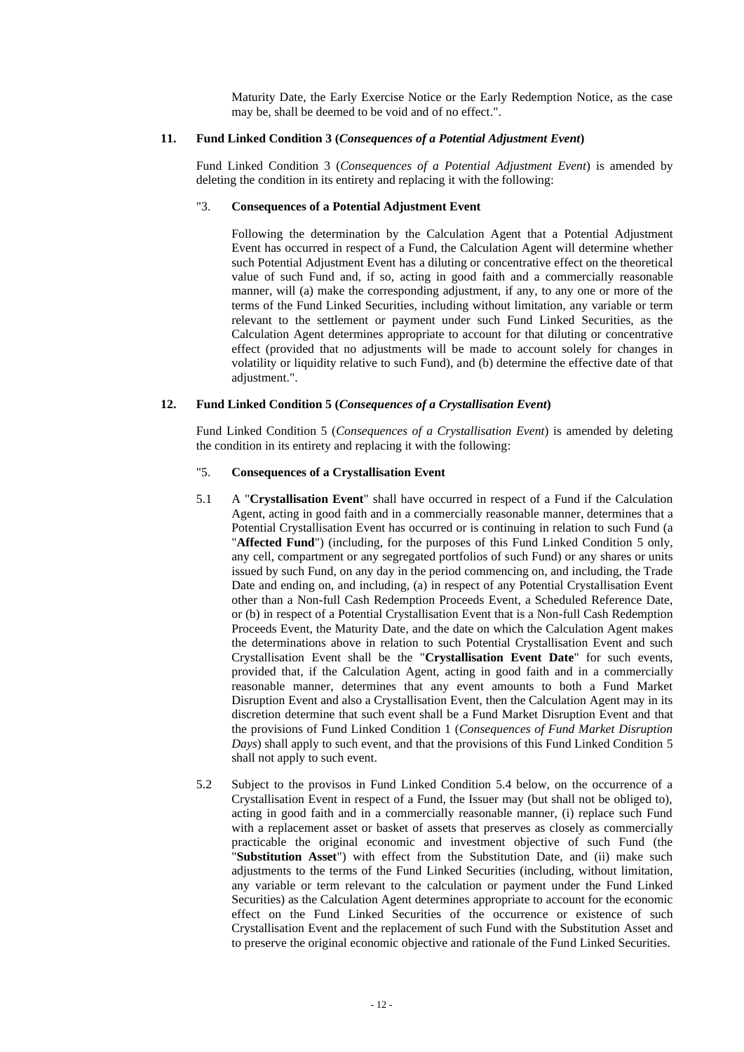Maturity Date, the Early Exercise Notice or the Early Redemption Notice, as the case may be, shall be deemed to be void and of no effect.".

**11. Fund Linked Condition 3 (*Consequences of a Potential Adjustment Event*)**

Fund Linked Condition 3 (*Consequences of a Potential Adjustment Event*) is amended by deleting the condition in its entirety and replacing it with the following:

"3. **Consequences of a Potential Adjustment Event**

Following the determination by the Calculation Agent that a Potential Adjustment Event has occurred in respect of a Fund, the Calculation Agent will determine whether such Potential Adjustment Event has a diluting or concentrative effect on the theoretical value of such Fund and, if so, acting in good faith and a commercially reasonable manner, will (a) make the corresponding adjustment, if any, to any one or more of the terms of the Fund Linked Securities, including without limitation, any variable or term relevant to the settlement or payment under such Fund Linked Securities, as the Calculation Agent determines appropriate to account for that diluting or concentrative effect (provided that no adjustments will be made to account solely for changes in volatility or liquidity relative to such Fund), and (b) determine the effective date of that adjustment.".

**12. Fund Linked Condition 5 (*Consequences of a Crystallisation Event*)**

Fund Linked Condition 5 (*Consequences of a Crystallisation Event*) is amended by deleting the condition in its entirety and replacing it with the following:

"5. **Consequences of a Crystallisation Event**

5.1 A "**Crystallisation Event**" shall have occurred in respect of a Fund if the Calculation Agent, acting in good faith and in a commercially reasonable manner, determines that a Potential Crystallisation Event has occurred or is continuing in relation to such Fund (a "**Affected Fund**") (including, for the purposes of this Fund Linked Condition 5 only, any cell, compartment or any segregated portfolios of such Fund) or any shares or units issued by such Fund, on any day in the period commencing on, and including, the Trade Date and ending on, and including, (a) in respect of any Potential Crystallisation Event other than a Non-full Cash Redemption Proceeds Event, a Scheduled Reference Date, or (b) in respect of a Potential Crystallisation Event that is a Non-full Cash Redemption Proceeds Event, the Maturity Date, and the date on which the Calculation Agent makes the determinations above in relation to such Potential Crystallisation Event and such Crystallisation Event shall be the "**Crystallisation Event Date**" for such events, provided that, if the Calculation Agent, acting in good faith and in a commercially reasonable manner, determines that any event amounts to both a Fund Market Disruption Event and also a Crystallisation Event, then the Calculation Agent may in its discretion determine that such event shall be a Fund Market Disruption Event and that the provisions of Fund Linked Condition 1 (*Consequences of Fund Market Disruption Days*) shall apply to such event, and that the provisions of this Fund Linked Condition 5 shall not apply to such event.

5.2 Subject to the provisos in Fund Linked Condition 5.4 below, on the occurrence of a Crystallisation Event in respect of a Fund, the Issuer may (but shall not be obliged to), acting in good faith and in a commercially reasonable manner, (i) replace such Fund with a replacement asset or basket of assets that preserves as closely as commercially practicable the original economic and investment objective of such Fund (the "**Substitution Asset**") with effect from the Substitution Date, and (ii) make such adjustments to the terms of the Fund Linked Securities (including, without limitation, any variable or term relevant to the calculation or payment under the Fund Linked Securities) as the Calculation Agent determines appropriate to account for the economic effect on the Fund Linked Securities of the occurrence or existence of such Crystallisation Event and the replacement of such Fund with the Substitution Asset and to preserve the original economic objective and rationale of the Fund Linked Securities.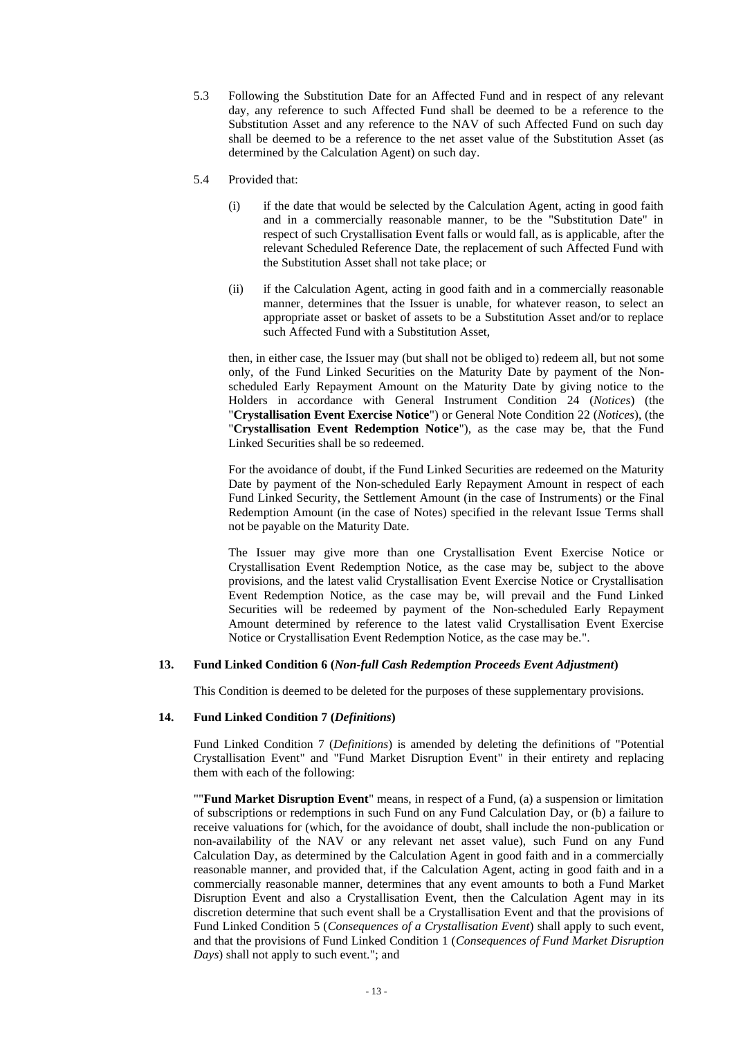5.3 Following the Substitution Date for an Affected Fund and in respect of any relevant day, any reference to such Affected Fund shall be deemed to be a reference to the Substitution Asset and any reference to the NAV of such Affected Fund on such day shall be deemed to be a reference to the net asset value of the Substitution Asset (as determined by the Calculation Agent) on such day.

5.4 Provided that:

(i) if the date that would be selected by the Calculation Agent, acting in good faith and in a commercially reasonable manner, to be the "Substitution Date" in respect of such Crystallisation Event falls or would fall, as is applicable, after the relevant Scheduled Reference Date, the replacement of such Affected Fund with the Substitution Asset shall not take place; or

(ii) if the Calculation Agent, acting in good faith and in a commercially reasonable manner, determines that the Issuer is unable, for whatever reason, to select an appropriate asset or basket of assets to be a Substitution Asset and/or to replace such Affected Fund with a Substitution Asset,

then, in either case, the Issuer may (but shall not be obliged to) redeem all, but not some only, of the Fund Linked Securities on the Maturity Date by payment of the Non-scheduled Early Repayment Amount on the Maturity Date by giving notice to the Holders in accordance with General Instrument Condition 24 (*Notices*) (the "**Crystallisation Event Exercise Notice**") or General Note Condition 22 (*Notices*), (the "**Crystallisation Event Redemption Notice**"), as the case may be, that the Fund Linked Securities shall be so redeemed.

For the avoidance of doubt, if the Fund Linked Securities are redeemed on the Maturity Date by payment of the Non-scheduled Early Repayment Amount in respect of each Fund Linked Security, the Settlement Amount (in the case of Instruments) or the Final Redemption Amount (in the case of Notes) specified in the relevant Issue Terms shall not be payable on the Maturity Date.

The Issuer may give more than one Crystallisation Event Exercise Notice or Crystallisation Event Redemption Notice, as the case may be, subject to the above provisions, and the latest valid Crystallisation Event Exercise Notice or Crystallisation Event Redemption Notice, as the case may be, will prevail and the Fund Linked Securities will be redeemed by payment of the Non-scheduled Early Repayment Amount determined by reference to the latest valid Crystallisation Event Exercise Notice or Crystallisation Event Redemption Notice, as the case may be.".

### 13. Fund Linked Condition 6 (*Non-full Cash Redemption Proceeds Event Adjustment*)

This Condition is deemed to be deleted for the purposes of these supplementary provisions.

### 14. Fund Linked Condition 7 (*Definitions*)

Fund Linked Condition 7 (*Definitions*) is amended by deleting the definitions of "Potential Crystallisation Event" and "Fund Market Disruption Event" in their entirety and replacing them with each of the following:

""**Fund Market Disruption Event**" means, in respect of a Fund, (a) a suspension or limitation of subscriptions or redemptions in such Fund on any Fund Calculation Day, or (b) a failure to receive valuations for (which, for the avoidance of doubt, shall include the non-publication or non-availability of the NAV or any relevant net asset value), such Fund on any Fund Calculation Day, as determined by the Calculation Agent in good faith and in a commercially reasonable manner, and provided that, if the Calculation Agent, acting in good faith and in a commercially reasonable manner, determines that any event amounts to both a Fund Market Disruption Event and also a Crystallisation Event, then the Calculation Agent may in its discretion determine that such event shall be a Crystallisation Event and that the provisions of Fund Linked Condition 5 (*Consequences of a Crystallisation Event*) shall apply to such event, and that the provisions of Fund Linked Condition 1 (*Consequences of Fund Market Disruption Days*) shall not apply to such event."; and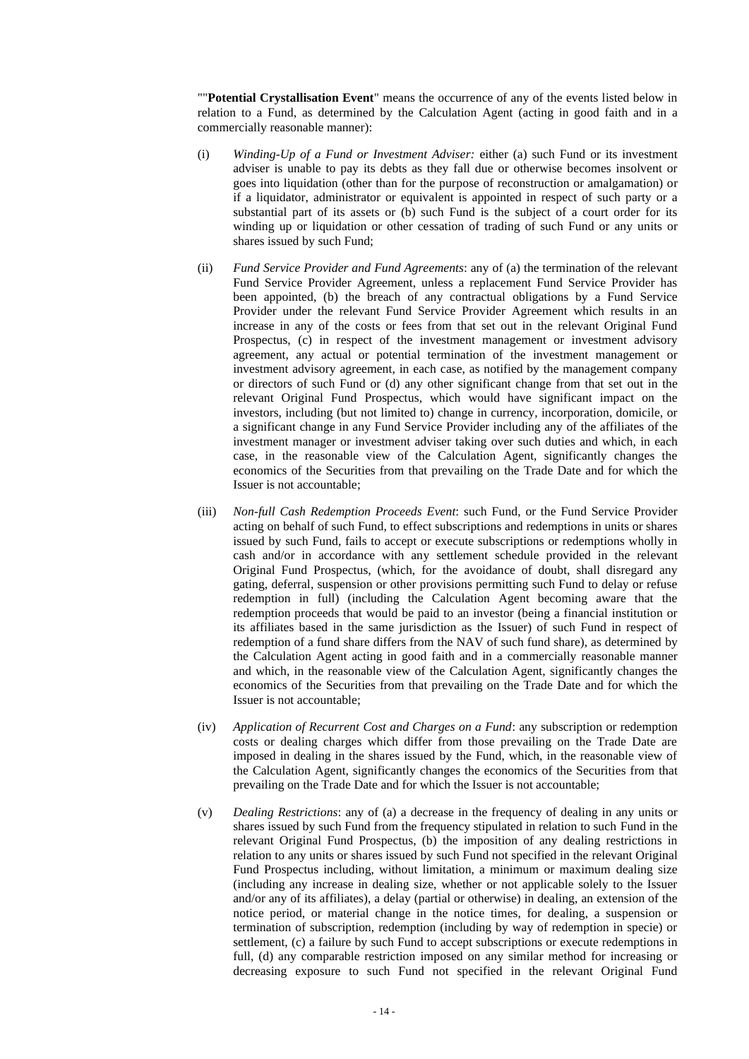""**Potential Crystallisation Event**" means the occurrence of any of the events listed below in relation to a Fund, as determined by the Calculation Agent (acting in good faith and in a commercially reasonable manner):

(i) *Winding-Up of a Fund or Investment Adviser:* either (a) such Fund or its investment adviser is unable to pay its debts as they fall due or otherwise becomes insolvent or goes into liquidation (other than for the purpose of reconstruction or amalgamation) or if a liquidator, administrator or equivalent is appointed in respect of such party or a substantial part of its assets or (b) such Fund is the subject of a court order for its winding up or liquidation or other cessation of trading of such Fund or any units or shares issued by such Fund;

(ii) *Fund Service Provider and Fund Agreements*: any of (a) the termination of the relevant Fund Service Provider Agreement, unless a replacement Fund Service Provider has been appointed, (b) the breach of any contractual obligations by a Fund Service Provider under the relevant Fund Service Provider Agreement which results in an increase in any of the costs or fees from that set out in the relevant Original Fund Prospectus, (c) in respect of the investment management or investment advisory agreement, any actual or potential termination of the investment management or investment advisory agreement, in each case, as notified by the management company or directors of such Fund or (d) any other significant change from that set out in the relevant Original Fund Prospectus, which would have significant impact on the investors, including (but not limited to) change in currency, incorporation, domicile, or a significant change in any Fund Service Provider including any of the affiliates of the investment manager or investment adviser taking over such duties and which, in each case, in the reasonable view of the Calculation Agent, significantly changes the economics of the Securities from that prevailing on the Trade Date and for which the Issuer is not accountable;

(iii) *Non-full Cash Redemption Proceeds Event*: such Fund, or the Fund Service Provider acting on behalf of such Fund, to effect subscriptions and redemptions in units or shares issued by such Fund, fails to accept or execute subscriptions or redemptions wholly in cash and/or in accordance with any settlement schedule provided in the relevant Original Fund Prospectus, (which, for the avoidance of doubt, shall disregard any gating, deferral, suspension or other provisions permitting such Fund to delay or refuse redemption in full) (including the Calculation Agent becoming aware that the redemption proceeds that would be paid to an investor (being a financial institution or its affiliates based in the same jurisdiction as the Issuer) of such Fund in respect of redemption of a fund share differs from the NAV of such fund share), as determined by the Calculation Agent acting in good faith and in a commercially reasonable manner and which, in the reasonable view of the Calculation Agent, significantly changes the economics of the Securities from that prevailing on the Trade Date and for which the Issuer is not accountable;

(iv) *Application of Recurrent Cost and Charges on a Fund*: any subscription or redemption costs or dealing charges which differ from those prevailing on the Trade Date are imposed in dealing in the shares issued by the Fund, which, in the reasonable view of the Calculation Agent, significantly changes the economics of the Securities from that prevailing on the Trade Date and for which the Issuer is not accountable;

(v) *Dealing Restrictions*: any of (a) a decrease in the frequency of dealing in any units or shares issued by such Fund from the frequency stipulated in relation to such Fund in the relevant Original Fund Prospectus, (b) the imposition of any dealing restrictions in relation to any units or shares issued by such Fund not specified in the relevant Original Fund Prospectus including, without limitation, a minimum or maximum dealing size (including any increase in dealing size, whether or not applicable solely to the Issuer and/or any of its affiliates), a delay (partial or otherwise) in dealing, an extension of the notice period, or material change in the notice times, for dealing, a suspension or termination of subscription, redemption (including by way of redemption in specie) or settlement, (c) a failure by such Fund to accept subscriptions or execute redemptions in full, (d) any comparable restriction imposed on any similar method for increasing or decreasing exposure to such Fund not specified in the relevant Original Fund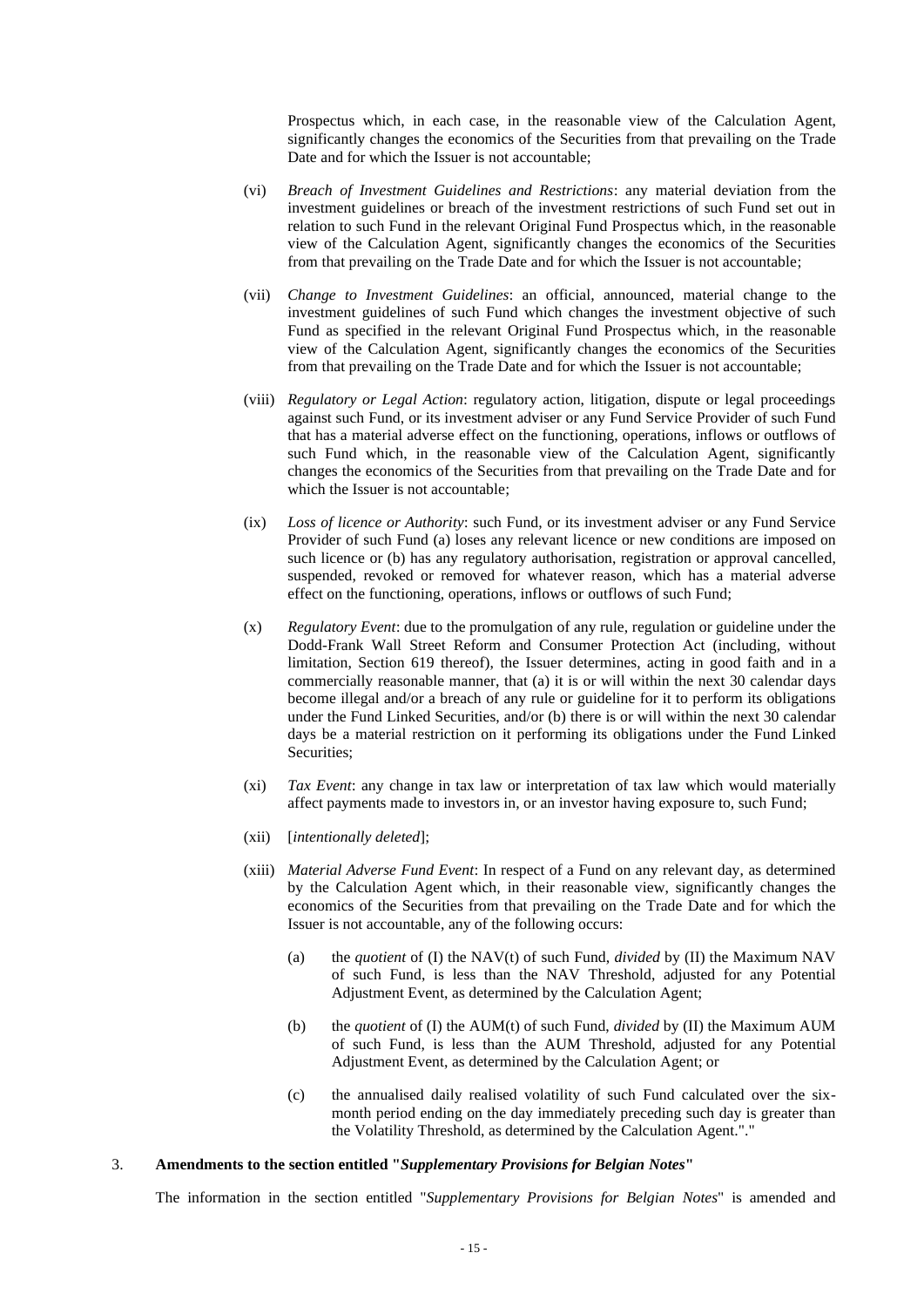Prospectus which, in each case, in the reasonable view of the Calculation Agent, significantly changes the economics of the Securities from that prevailing on the Trade Date and for which the Issuer is not accountable;

(vi) *Breach of Investment Guidelines and Restrictions*: any material deviation from the investment guidelines or breach of the investment restrictions of such Fund set out in relation to such Fund in the relevant Original Fund Prospectus which, in the reasonable view of the Calculation Agent, significantly changes the economics of the Securities from that prevailing on the Trade Date and for which the Issuer is not accountable;

(vii) *Change to Investment Guidelines*: an official, announced, material change to the investment guidelines of such Fund which changes the investment objective of such Fund as specified in the relevant Original Fund Prospectus which, in the reasonable view of the Calculation Agent, significantly changes the economics of the Securities from that prevailing on the Trade Date and for which the Issuer is not accountable;

(viii) *Regulatory or Legal Action*: regulatory action, litigation, dispute or legal proceedings against such Fund, or its investment adviser or any Fund Service Provider of such Fund that has a material adverse effect on the functioning, operations, inflows or outflows of such Fund which, in the reasonable view of the Calculation Agent, significantly changes the economics of the Securities from that prevailing on the Trade Date and for which the Issuer is not accountable;

(ix) *Loss of licence or Authority*: such Fund, or its investment adviser or any Fund Service Provider of such Fund (a) loses any relevant licence or new conditions are imposed on such licence or (b) has any regulatory authorisation, registration or approval cancelled, suspended, revoked or removed for whatever reason, which has a material adverse effect on the functioning, operations, inflows or outflows of such Fund;

(x) *Regulatory Event*: due to the promulgation of any rule, regulation or guideline under the Dodd-Frank Wall Street Reform and Consumer Protection Act (including, without limitation, Section 619 thereof), the Issuer determines, acting in good faith and in a commercially reasonable manner, that (a) it is or will within the next 30 calendar days become illegal and/or a breach of any rule or guideline for it to perform its obligations under the Fund Linked Securities, and/or (b) there is or will within the next 30 calendar days be a material restriction on it performing its obligations under the Fund Linked Securities;

(xi) *Tax Event*: any change in tax law or interpretation of tax law which would materially affect payments made to investors in, or an investor having exposure to, such Fund;

(xii) [*intentionally deleted*];

(xiii) *Material Adverse Fund Event*: In respect of a Fund on any relevant day, as determined by the Calculation Agent which, in their reasonable view, significantly changes the economics of the Securities from that prevailing on the Trade Date and for which the Issuer is not accountable, any of the following occurs:

(a) the *quotient* of (I) the NAV(t) of such Fund, *divided* by (II) the Maximum NAV of such Fund, is less than the NAV Threshold, adjusted for any Potential Adjustment Event, as determined by the Calculation Agent;

(b) the *quotient* of (I) the AUM(t) of such Fund, *divided* by (II) the Maximum AUM of such Fund, is less than the AUM Threshold, adjusted for any Potential Adjustment Event, as determined by the Calculation Agent; or

(c) the annualised daily realised volatility of such Fund calculated over the six-month period ending on the day immediately preceding such day is greater than the Volatility Threshold, as determined by the Calculation Agent."."

3. **Amendments to the section entitled "*Supplementary Provisions for Belgian Notes*"**

The information in the section entitled "*Supplementary Provisions for Belgian Notes*" is amended and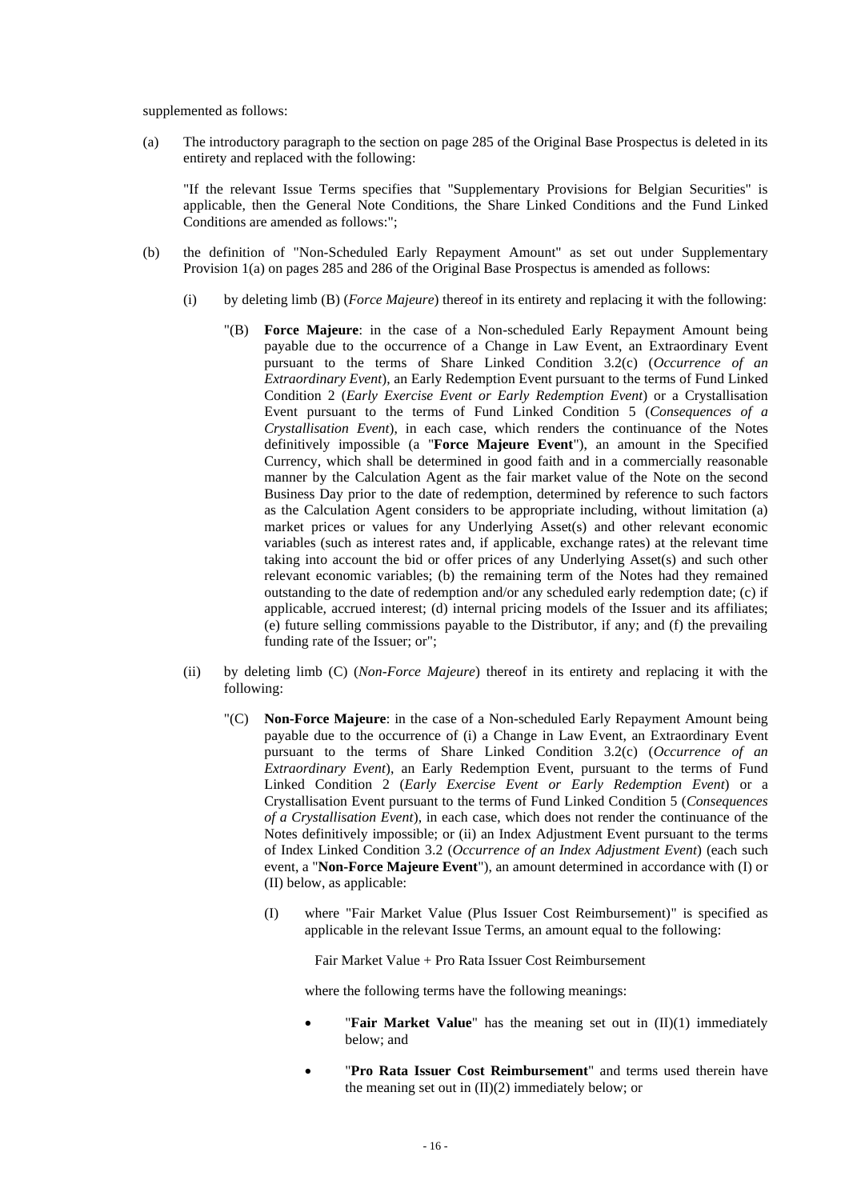supplemented as follows:

(a) The introductory paragraph to the section on page 285 of the Original Base Prospectus is deleted in its entirety and replaced with the following:

"If the relevant Issue Terms specifies that "Supplementary Provisions for Belgian Securities" is applicable, then the General Note Conditions, the Share Linked Conditions and the Fund Linked Conditions are amended as follows:";

(b) the definition of "Non-Scheduled Early Repayment Amount" as set out under Supplementary Provision 1(a) on pages 285 and 286 of the Original Base Prospectus is amended as follows:

(i) by deleting limb (B) (*Force Majeure*) thereof in its entirety and replacing it with the following:

"(B) **Force Majeure**: in the case of a Non-scheduled Early Repayment Amount being payable due to the occurrence of a Change in Law Event, an Extraordinary Event pursuant to the terms of Share Linked Condition 3.2(c) (*Occurrence of an Extraordinary Event*), an Early Redemption Event pursuant to the terms of Fund Linked Condition 2 (*Early Exercise Event or Early Redemption Event*) or a Crystallisation Event pursuant to the terms of Fund Linked Condition 5 (*Consequences of a Crystallisation Event*), in each case, which renders the continuance of the Notes definitively impossible (a "**Force Majeure Event**"), an amount in the Specified Currency, which shall be determined in good faith and in a commercially reasonable manner by the Calculation Agent as the fair market value of the Note on the second Business Day prior to the date of redemption, determined by reference to such factors as the Calculation Agent considers to be appropriate including, without limitation (a) market prices or values for any Underlying Asset(s) and other relevant economic variables (such as interest rates and, if applicable, exchange rates) at the relevant time taking into account the bid or offer prices of any Underlying Asset(s) and such other relevant economic variables; (b) the remaining term of the Notes had they remained outstanding to the date of redemption and/or any scheduled early redemption date; (c) if applicable, accrued interest; (d) internal pricing models of the Issuer and its affiliates; (e) future selling commissions payable to the Distributor, if any; and (f) the prevailing funding rate of the Issuer; or";

(ii) by deleting limb (C) (*Non-Force Majeure*) thereof in its entirety and replacing it with the following:

"(C) **Non-Force Majeure**: in the case of a Non-scheduled Early Repayment Amount being payable due to the occurrence of (i) a Change in Law Event, an Extraordinary Event pursuant to the terms of Share Linked Condition 3.2(c) (*Occurrence of an Extraordinary Event*), an Early Redemption Event, pursuant to the terms of Fund Linked Condition 2 (*Early Exercise Event or Early Redemption Event*) or a Crystallisation Event pursuant to the terms of Fund Linked Condition 5 (*Consequences of a Crystallisation Event*), in each case, which does not render the continuance of the Notes definitively impossible; or (ii) an Index Adjustment Event pursuant to the terms of Index Linked Condition 3.2 (*Occurrence of an Index Adjustment Event*) (each such event, a "**Non-Force Majeure Event**"), an amount determined in accordance with (I) or (II) below, as applicable:

(I) where "Fair Market Value (Plus Issuer Cost Reimbursement)" is specified as applicable in the relevant Issue Terms, an amount equal to the following:

Fair Market Value + Pro Rata Issuer Cost Reimbursement

where the following terms have the following meanings:

- "**Fair Market Value**" has the meaning set out in (II)(1) immediately below; and
- "**Pro Rata Issuer Cost Reimbursement**" and terms used therein have the meaning set out in (II)(2) immediately below; or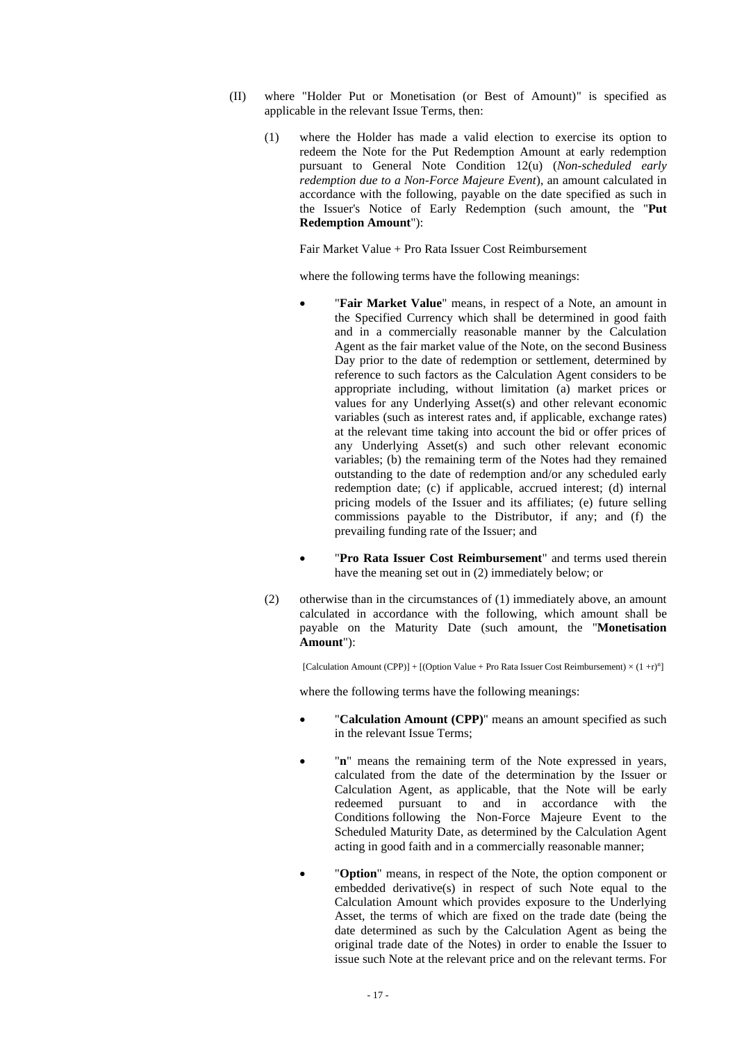(II) where "Holder Put or Monetisation (or Best of Amount)" is specified as applicable in the relevant Issue Terms, then:

(1) where the Holder has made a valid election to exercise its option to redeem the Note for the Put Redemption Amount at early redemption pursuant to General Note Condition 12(u) (*Non-scheduled early redemption due to a Non-Force Majeure Event*), an amount calculated in accordance with the following, payable on the date specified as such in the Issuer's Notice of Early Redemption (such amount, the "**Put Redemption Amount**"):

Fair Market Value + Pro Rata Issuer Cost Reimbursement

where the following terms have the following meanings:

- "**Fair Market Value**" means, in respect of a Note, an amount in the Specified Currency which shall be determined in good faith and in a commercially reasonable manner by the Calculation Agent as the fair market value of the Note, on the second Business Day prior to the date of redemption or settlement, determined by reference to such factors as the Calculation Agent considers to be appropriate including, without limitation (a) market prices or values for any Underlying Asset(s) and other relevant economic variables (such as interest rates and, if applicable, exchange rates) at the relevant time taking into account the bid or offer prices of any Underlying Asset(s) and such other relevant economic variables; (b) the remaining term of the Notes had they remained outstanding to the date of redemption and/or any scheduled early redemption date; (c) if applicable, accrued interest; (d) internal pricing models of the Issuer and its affiliates; (e) future selling commissions payable to the Distributor, if any; and (f) the prevailing funding rate of the Issuer; and

- "**Pro Rata Issuer Cost Reimbursement**" and terms used therein have the meaning set out in (2) immediately below; or

(2) otherwise than in the circumstances of (1) immediately above, an amount calculated in accordance with the following, which amount shall be payable on the Maturity Date (such amount, the "**Monetisation Amount**"):

$$[\text{Calculation Amount (CPP)}] + [(\text{Option Value} + \text{Pro Rata Issuer Cost Reimbursement}) \times (1 + r)^n]$$

where the following terms have the following meanings:

- "**Calculation Amount (CPP)**" means an amount specified as such in the relevant Issue Terms;

- "**n**" means the remaining term of the Note expressed in years, calculated from the date of the determination by the Issuer or Calculation Agent, as applicable, that the Note will be early redeemed pursuant to and in accordance with the Conditions following the Non-Force Majeure Event to the Scheduled Maturity Date, as determined by the Calculation Agent acting in good faith and in a commercially reasonable manner;

- "**Option**" means, in respect of the Note, the option component or embedded derivative(s) in respect of such Note equal to the Calculation Amount which provides exposure to the Underlying Asset, the terms of which are fixed on the trade date (being the date determined as such by the Calculation Agent as being the original trade date of the Notes) in order to enable the Issuer to issue such Note at the relevant price and on the relevant terms. For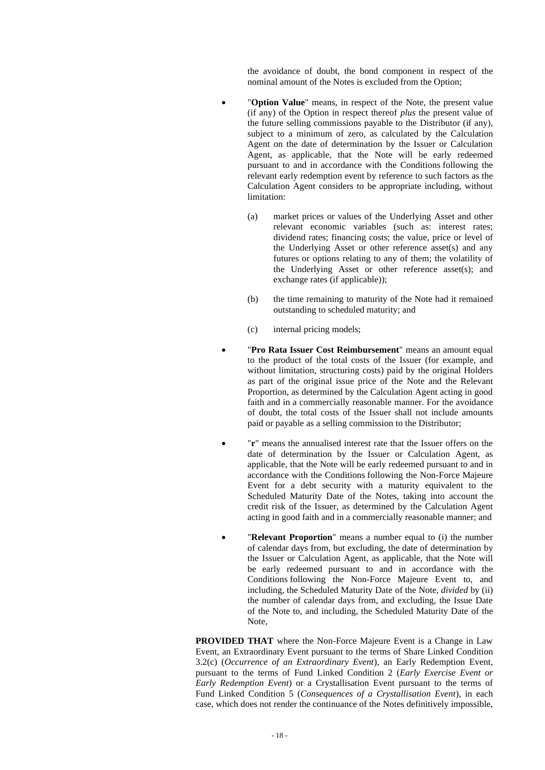the avoidance of doubt, the bond component in respect of the nominal amount of the Notes is excluded from the Option;

- "**Option Value**" means, in respect of the Note, the present value (if any) of the Option in respect thereof *plus* the present value of the future selling commissions payable to the Distributor (if any), subject to a minimum of zero, as calculated by the Calculation Agent on the date of determination by the Issuer or Calculation Agent, as applicable, that the Note will be early redeemed pursuant to and in accordance with the Conditions following the relevant early redemption event by reference to such factors as the Calculation Agent considers to be appropriate including, without limitation:

  (a) market prices or values of the Underlying Asset and other relevant economic variables (such as: interest rates; dividend rates; financing costs; the value, price or level of the Underlying Asset or other reference asset(s) and any futures or options relating to any of them; the volatility of the Underlying Asset or other reference asset(s); and exchange rates (if applicable));

  (b) the time remaining to maturity of the Note had it remained outstanding to scheduled maturity; and

  (c) internal pricing models;

- "**Pro Rata Issuer Cost Reimbursement**" means an amount equal to the product of the total costs of the Issuer (for example, and without limitation, structuring costs) paid by the original Holders as part of the original issue price of the Note and the Relevant Proportion, as determined by the Calculation Agent acting in good faith and in a commercially reasonable manner. For the avoidance of doubt, the total costs of the Issuer shall not include amounts paid or payable as a selling commission to the Distributor;

- "**r**" means the annualised interest rate that the Issuer offers on the date of determination by the Issuer or Calculation Agent, as applicable, that the Note will be early redeemed pursuant to and in accordance with the Conditions following the Non-Force Majeure Event for a debt security with a maturity equivalent to the Scheduled Maturity Date of the Notes, taking into account the credit risk of the Issuer, as determined by the Calculation Agent acting in good faith and in a commercially reasonable manner; and

- "**Relevant Proportion**" means a number equal to (i) the number of calendar days from, but excluding, the date of determination by the Issuer or Calculation Agent, as applicable, that the Note will be early redeemed pursuant to and in accordance with the Conditions following the Non-Force Majeure Event to, and including, the Scheduled Maturity Date of the Note, *divided* by (ii) the number of calendar days from, and excluding, the Issue Date of the Note to, and including, the Scheduled Maturity Date of the Note,

**PROVIDED THAT** where the Non-Force Majeure Event is a Change in Law Event, an Extraordinary Event pursuant to the terms of Share Linked Condition 3.2(c) (*Occurrence of an Extraordinary Event*), an Early Redemption Event, pursuant to the terms of Fund Linked Condition 2 (*Early Exercise Event or Early Redemption Event*) or a Crystallisation Event pursuant to the terms of Fund Linked Condition 5 (*Consequences of a Crystallisation Event*), in each case, which does not render the continuance of the Notes definitively impossible,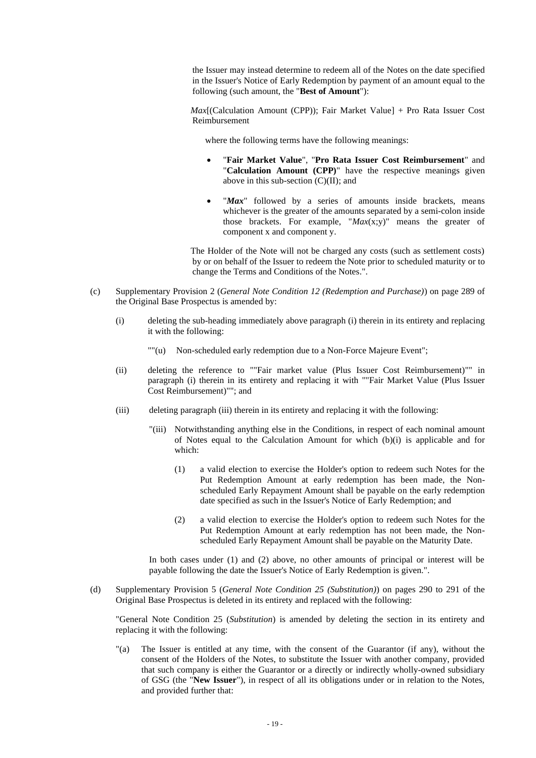the Issuer may instead determine to redeem all of the Notes on the date specified in the Issuer's Notice of Early Redemption by payment of an amount equal to the following (such amount, the "**Best of Amount**"):

*Max*[(Calculation Amount (CPP)); Fair Market Value] + Pro Rata Issuer Cost Reimbursement

where the following terms have the following meanings:

- "**Fair Market Value**", "**Pro Rata Issuer Cost Reimbursement**" and "**Calculation Amount (CPP)**" have the respective meanings given above in this sub-section (C)(II); and
- "***Max***" followed by a series of amounts inside brackets, means whichever is the greater of the amounts separated by a semi-colon inside those brackets. For example, "*Max*(x;y)" means the greater of component x and component y.

The Holder of the Note will not be charged any costs (such as settlement costs) by or on behalf of the Issuer to redeem the Note prior to scheduled maturity or to change the Terms and Conditions of the Notes.".

(c) Supplementary Provision 2 (*General Note Condition 12 (Redemption and Purchase)*) on page 289 of the Original Base Prospectus is amended by:

(i) deleting the sub-heading immediately above paragraph (i) therein in its entirety and replacing it with the following:

""(u) Non-scheduled early redemption due to a Non-Force Majeure Event";

(ii) deleting the reference to ""Fair market value (Plus Issuer Cost Reimbursement)"" in paragraph (i) therein in its entirety and replacing it with ""Fair Market Value (Plus Issuer Cost Reimbursement)""; and

(iii) deleting paragraph (iii) therein in its entirety and replacing it with the following:

"(iii) Notwithstanding anything else in the Conditions, in respect of each nominal amount of Notes equal to the Calculation Amount for which (b)(i) is applicable and for which:

(1) a valid election to exercise the Holder's option to redeem such Notes for the Put Redemption Amount at early redemption has been made, the Non-scheduled Early Repayment Amount shall be payable on the early redemption date specified as such in the Issuer's Notice of Early Redemption; and

(2) a valid election to exercise the Holder's option to redeem such Notes for the Put Redemption Amount at early redemption has not been made, the Non-scheduled Early Repayment Amount shall be payable on the Maturity Date.

In both cases under (1) and (2) above, no other amounts of principal or interest will be payable following the date the Issuer's Notice of Early Redemption is given.".

(d) Supplementary Provision 5 (*General Note Condition 25 (Substitution)*) on pages 290 to 291 of the Original Base Prospectus is deleted in its entirety and replaced with the following:

"General Note Condition 25 (*Substitution*) is amended by deleting the section in its entirety and replacing it with the following:

"(a) The Issuer is entitled at any time, with the consent of the Guarantor (if any), without the consent of the Holders of the Notes, to substitute the Issuer with another company, provided that such company is either the Guarantor or a directly or indirectly wholly-owned subsidiary of GSG (the "**New Issuer**"), in respect of all its obligations under or in relation to the Notes, and provided further that: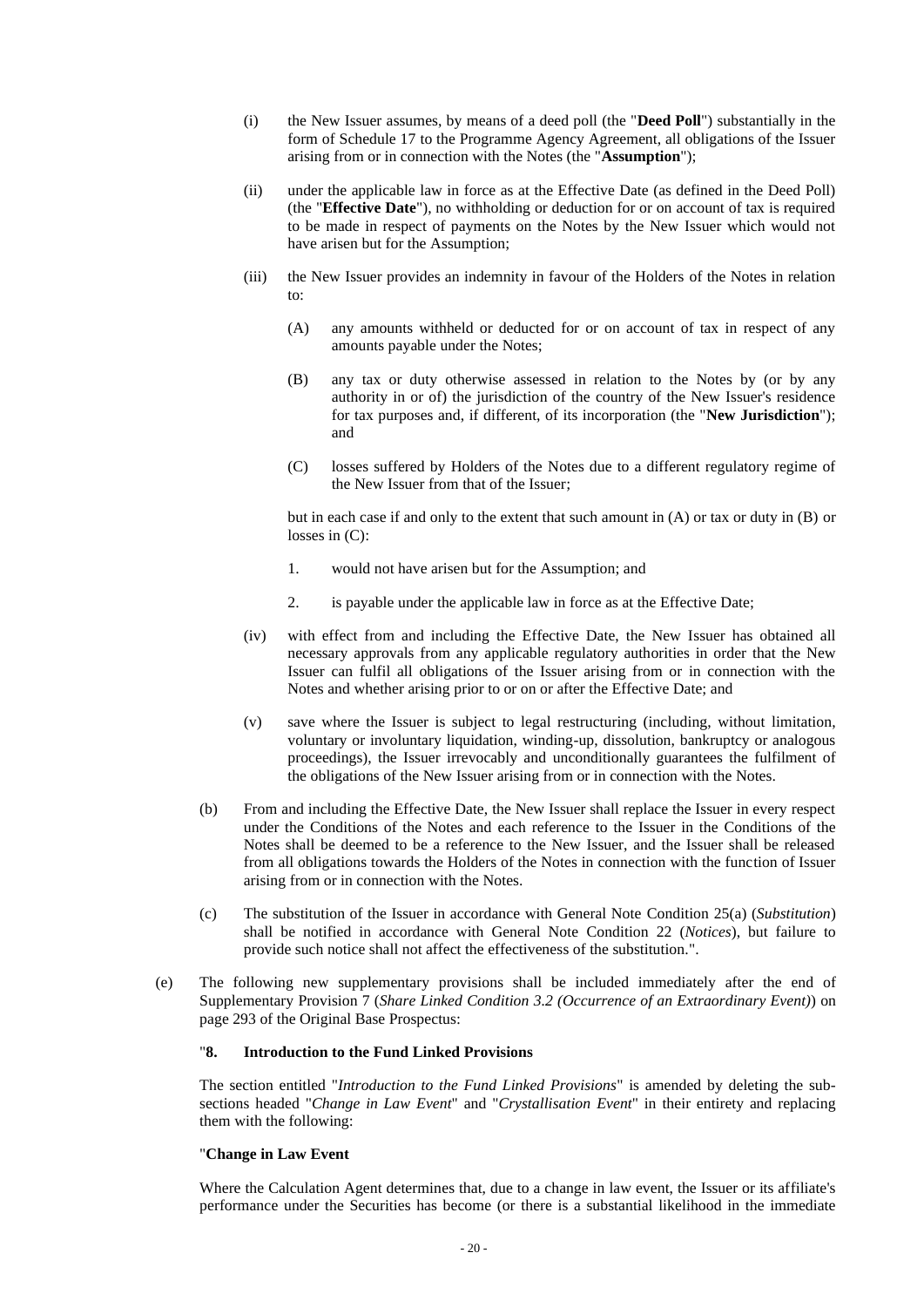(i) the New Issuer assumes, by means of a deed poll (the "**Deed Poll**") substantially in the form of Schedule 17 to the Programme Agency Agreement, all obligations of the Issuer arising from or in connection with the Notes (the "**Assumption**");

(ii) under the applicable law in force as at the Effective Date (as defined in the Deed Poll) (the "**Effective Date**"), no withholding or deduction for or on account of tax is required to be made in respect of payments on the Notes by the New Issuer which would not have arisen but for the Assumption;

(iii) the New Issuer provides an indemnity in favour of the Holders of the Notes in relation to:

(A) any amounts withheld or deducted for or on account of tax in respect of any amounts payable under the Notes;

(B) any tax or duty otherwise assessed in relation to the Notes by (or by any authority in or of) the jurisdiction of the country of the New Issuer's residence for tax purposes and, if different, of its incorporation (the "**New Jurisdiction**"); and

(C) losses suffered by Holders of the Notes due to a different regulatory regime of the New Issuer from that of the Issuer;

but in each case if and only to the extent that such amount in (A) or tax or duty in (B) or losses in (C):

1. would not have arisen but for the Assumption; and

2. is payable under the applicable law in force as at the Effective Date;

(iv) with effect from and including the Effective Date, the New Issuer has obtained all necessary approvals from any applicable regulatory authorities in order that the New Issuer can fulfil all obligations of the Issuer arising from or in connection with the Notes and whether arising prior to or on or after the Effective Date; and

(v) save where the Issuer is subject to legal restructuring (including, without limitation, voluntary or involuntary liquidation, winding-up, dissolution, bankruptcy or analogous proceedings), the Issuer irrevocably and unconditionally guarantees the fulfilment of the obligations of the New Issuer arising from or in connection with the Notes.

(b) From and including the Effective Date, the New Issuer shall replace the Issuer in every respect under the Conditions of the Notes and each reference to the Issuer in the Conditions of the Notes shall be deemed to be a reference to the New Issuer, and the Issuer shall be released from all obligations towards the Holders of the Notes in connection with the function of Issuer arising from or in connection with the Notes.

(c) The substitution of the Issuer in accordance with General Note Condition 25(a) (*Substitution*) shall be notified in accordance with General Note Condition 22 (*Notices*), but failure to provide such notice shall not affect the effectiveness of the substitution.".

(e) The following new supplementary provisions shall be included immediately after the end of Supplementary Provision 7 (*Share Linked Condition 3.2 (Occurrence of an Extraordinary Event)*) on page 293 of the Original Base Prospectus:

"**8. Introduction to the Fund Linked Provisions**

The section entitled "*Introduction to the Fund Linked Provisions*" is amended by deleting the sub-sections headed "*Change in Law Event*" and "*Crystallisation Event*" in their entirety and replacing them with the following:

"**Change in Law Event**

Where the Calculation Agent determines that, due to a change in law event, the Issuer or its affiliate's performance under the Securities has become (or there is a substantial likelihood in the immediate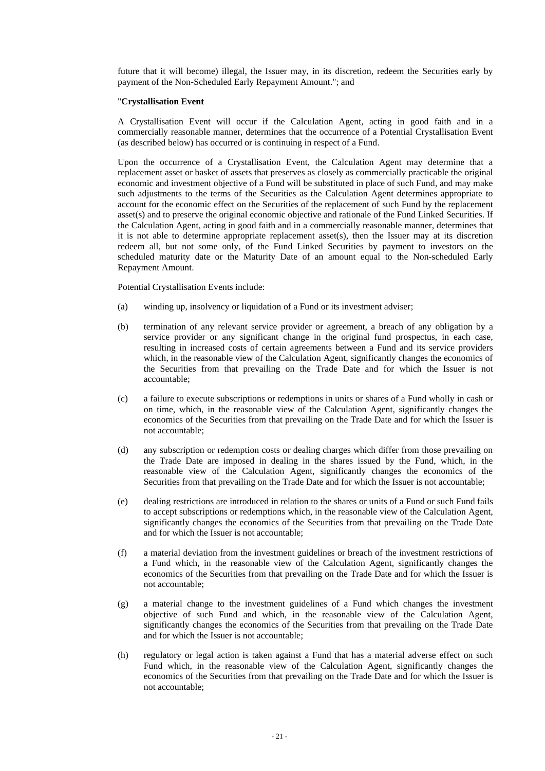future that it will become) illegal, the Issuer may, in its discretion, redeem the Securities early by payment of the Non-Scheduled Early Repayment Amount."; and

"**Crystallisation Event**

A Crystallisation Event will occur if the Calculation Agent, acting in good faith and in a commercially reasonable manner, determines that the occurrence of a Potential Crystallisation Event (as described below) has occurred or is continuing in respect of a Fund.

Upon the occurrence of a Crystallisation Event, the Calculation Agent may determine that a replacement asset or basket of assets that preserves as closely as commercially practicable the original economic and investment objective of a Fund will be substituted in place of such Fund, and may make such adjustments to the terms of the Securities as the Calculation Agent determines appropriate to account for the economic effect on the Securities of the replacement of such Fund by the replacement asset(s) and to preserve the original economic objective and rationale of the Fund Linked Securities. If the Calculation Agent, acting in good faith and in a commercially reasonable manner, determines that it is not able to determine appropriate replacement asset(s), then the Issuer may at its discretion redeem all, but not some only, of the Fund Linked Securities by payment to investors on the scheduled maturity date or the Maturity Date of an amount equal to the Non-scheduled Early Repayment Amount.

Potential Crystallisation Events include:

(a) winding up, insolvency or liquidation of a Fund or its investment adviser;

(b) termination of any relevant service provider or agreement, a breach of any obligation by a service provider or any significant change in the original fund prospectus, in each case, resulting in increased costs of certain agreements between a Fund and its service providers which, in the reasonable view of the Calculation Agent, significantly changes the economics of the Securities from that prevailing on the Trade Date and for which the Issuer is not accountable;

(c) a failure to execute subscriptions or redemptions in units or shares of a Fund wholly in cash or on time, which, in the reasonable view of the Calculation Agent, significantly changes the economics of the Securities from that prevailing on the Trade Date and for which the Issuer is not accountable;

(d) any subscription or redemption costs or dealing charges which differ from those prevailing on the Trade Date are imposed in dealing in the shares issued by the Fund, which, in the reasonable view of the Calculation Agent, significantly changes the economics of the Securities from that prevailing on the Trade Date and for which the Issuer is not accountable;

(e) dealing restrictions are introduced in relation to the shares or units of a Fund or such Fund fails to accept subscriptions or redemptions which, in the reasonable view of the Calculation Agent, significantly changes the economics of the Securities from that prevailing on the Trade Date and for which the Issuer is not accountable;

(f) a material deviation from the investment guidelines or breach of the investment restrictions of a Fund which, in the reasonable view of the Calculation Agent, significantly changes the economics of the Securities from that prevailing on the Trade Date and for which the Issuer is not accountable;

(g) a material change to the investment guidelines of a Fund which changes the investment objective of such Fund and which, in the reasonable view of the Calculation Agent, significantly changes the economics of the Securities from that prevailing on the Trade Date and for which the Issuer is not accountable;

(h) regulatory or legal action is taken against a Fund that has a material adverse effect on such Fund which, in the reasonable view of the Calculation Agent, significantly changes the economics of the Securities from that prevailing on the Trade Date and for which the Issuer is not accountable;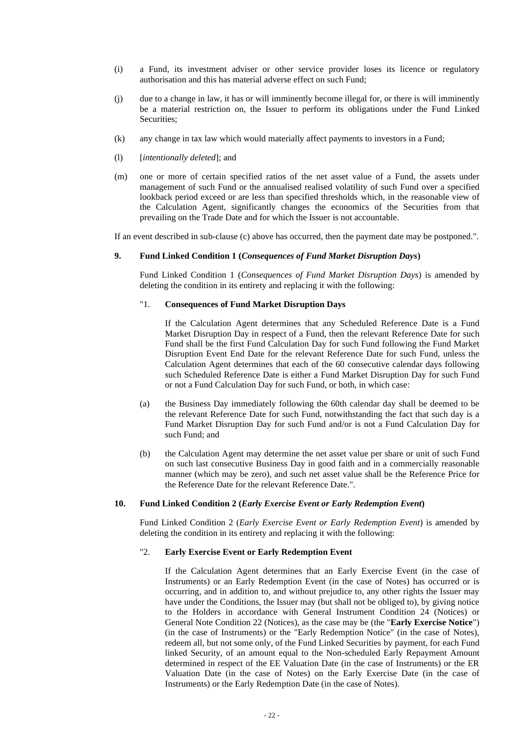(i) a Fund, its investment adviser or other service provider loses its licence or regulatory authorisation and this has material adverse effect on such Fund;

(j) due to a change in law, it has or will imminently become illegal for, or there is will imminently be a material restriction on, the Issuer to perform its obligations under the Fund Linked Securities;

(k) any change in tax law which would materially affect payments to investors in a Fund;

(l) [*intentionally deleted*]; and

(m) one or more of certain specified ratios of the net asset value of a Fund, the assets under management of such Fund or the annualised realised volatility of such Fund over a specified lookback period exceed or are less than specified thresholds which, in the reasonable view of the Calculation Agent, significantly changes the economics of the Securities from that prevailing on the Trade Date and for which the Issuer is not accountable.

If an event described in sub-clause (c) above has occurred, then the payment date may be postponed.".

### 9. Fund Linked Condition 1 (*Consequences of Fund Market Disruption Days*)

Fund Linked Condition 1 (*Consequences of Fund Market Disruption Days*) is amended by deleting the condition in its entirety and replacing it with the following:

"1. **Consequences of Fund Market Disruption Days**

If the Calculation Agent determines that any Scheduled Reference Date is a Fund Market Disruption Day in respect of a Fund, then the relevant Reference Date for such Fund shall be the first Fund Calculation Day for such Fund following the Fund Market Disruption Event End Date for the relevant Reference Date for such Fund, unless the Calculation Agent determines that each of the 60 consecutive calendar days following such Scheduled Reference Date is either a Fund Market Disruption Day for such Fund or not a Fund Calculation Day for such Fund, or both, in which case:

(a) the Business Day immediately following the 60th calendar day shall be deemed to be the relevant Reference Date for such Fund, notwithstanding the fact that such day is a Fund Market Disruption Day for such Fund and/or is not a Fund Calculation Day for such Fund; and

(b) the Calculation Agent may determine the net asset value per share or unit of such Fund on such last consecutive Business Day in good faith and in a commercially reasonable manner (which may be zero), and such net asset value shall be the Reference Price for the Reference Date for the relevant Reference Date.".

### 10. Fund Linked Condition 2 (*Early Exercise Event or Early Redemption Event*)

Fund Linked Condition 2 (*Early Exercise Event or Early Redemption Event*) is amended by deleting the condition in its entirety and replacing it with the following:

"2. **Early Exercise Event or Early Redemption Event**

If the Calculation Agent determines that an Early Exercise Event (in the case of Instruments) or an Early Redemption Event (in the case of Notes) has occurred or is occurring, and in addition to, and without prejudice to, any other rights the Issuer may have under the Conditions, the Issuer may (but shall not be obliged to), by giving notice to the Holders in accordance with General Instrument Condition 24 (Notices) or General Note Condition 22 (Notices), as the case may be (the "**Early Exercise Notice**") (in the case of Instruments) or the "Early Redemption Notice" (in the case of Notes), redeem all, but not some only, of the Fund Linked Securities by payment, for each Fund linked Security, of an amount equal to the Non-scheduled Early Repayment Amount determined in respect of the EE Valuation Date (in the case of Instruments) or the ER Valuation Date (in the case of Notes) on the Early Exercise Date (in the case of Instruments) or the Early Redemption Date (in the case of Notes).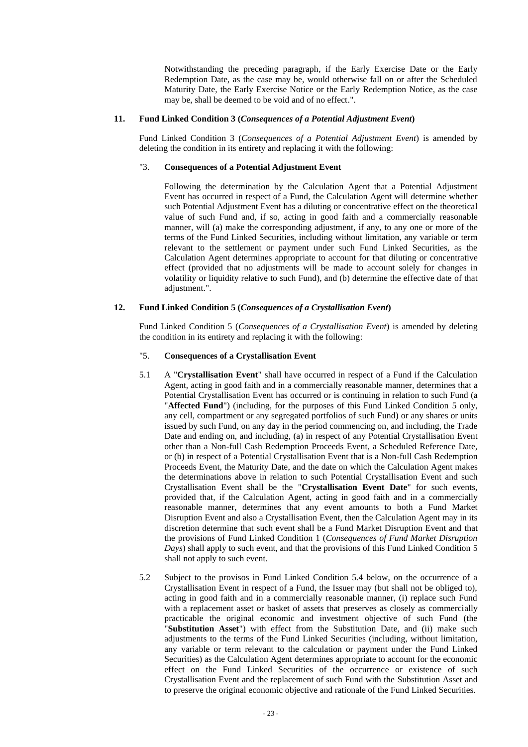Notwithstanding the preceding paragraph, if the Early Exercise Date or the Early Redemption Date, as the case may be, would otherwise fall on or after the Scheduled Maturity Date, the Early Exercise Notice or the Early Redemption Notice, as the case may be, shall be deemed to be void and of no effect.".

### 11. Fund Linked Condition 3 (*Consequences of a Potential Adjustment Event*)

Fund Linked Condition 3 (*Consequences of a Potential Adjustment Event*) is amended by deleting the condition in its entirety and replacing it with the following:

"3. **Consequences of a Potential Adjustment Event**

Following the determination by the Calculation Agent that a Potential Adjustment Event has occurred in respect of a Fund, the Calculation Agent will determine whether such Potential Adjustment Event has a diluting or concentrative effect on the theoretical value of such Fund and, if so, acting in good faith and a commercially reasonable manner, will (a) make the corresponding adjustment, if any, to any one or more of the terms of the Fund Linked Securities, including without limitation, any variable or term relevant to the settlement or payment under such Fund Linked Securities, as the Calculation Agent determines appropriate to account for that diluting or concentrative effect (provided that no adjustments will be made to account solely for changes in volatility or liquidity relative to such Fund), and (b) determine the effective date of that adjustment.".

### 12. Fund Linked Condition 5 (*Consequences of a Crystallisation Event*)

Fund Linked Condition 5 (*Consequences of a Crystallisation Event*) is amended by deleting the condition in its entirety and replacing it with the following:

"5. **Consequences of a Crystallisation Event**

5.1 A "**Crystallisation Event**" shall have occurred in respect of a Fund if the Calculation Agent, acting in good faith and in a commercially reasonable manner, determines that a Potential Crystallisation Event has occurred or is continuing in relation to such Fund (a "**Affected Fund**") (including, for the purposes of this Fund Linked Condition 5 only, any cell, compartment or any segregated portfolios of such Fund) or any shares or units issued by such Fund, on any day in the period commencing on, and including, the Trade Date and ending on, and including, (a) in respect of any Potential Crystallisation Event other than a Non-full Cash Redemption Proceeds Event, a Scheduled Reference Date, or (b) in respect of a Potential Crystallisation Event that is a Non-full Cash Redemption Proceeds Event, the Maturity Date, and the date on which the Calculation Agent makes the determinations above in relation to such Potential Crystallisation Event and such Crystallisation Event shall be the "**Crystallisation Event Date**" for such events, provided that, if the Calculation Agent, acting in good faith and in a commercially reasonable manner, determines that any event amounts to both a Fund Market Disruption Event and also a Crystallisation Event, then the Calculation Agent may in its discretion determine that such event shall be a Fund Market Disruption Event and that the provisions of Fund Linked Condition 1 (*Consequences of Fund Market Disruption Days*) shall apply to such event, and that the provisions of this Fund Linked Condition 5 shall not apply to such event.

5.2 Subject to the provisos in Fund Linked Condition 5.4 below, on the occurrence of a Crystallisation Event in respect of a Fund, the Issuer may (but shall not be obliged to), acting in good faith and in a commercially reasonable manner, (i) replace such Fund with a replacement asset or basket of assets that preserves as closely as commercially practicable the original economic and investment objective of such Fund (the "**Substitution Asset**") with effect from the Substitution Date, and (ii) make such adjustments to the terms of the Fund Linked Securities (including, without limitation, any variable or term relevant to the calculation or payment under the Fund Linked Securities) as the Calculation Agent determines appropriate to account for the economic effect on the Fund Linked Securities of the occurrence or existence of such Crystallisation Event and the replacement of such Fund with the Substitution Asset and to preserve the original economic objective and rationale of the Fund Linked Securities.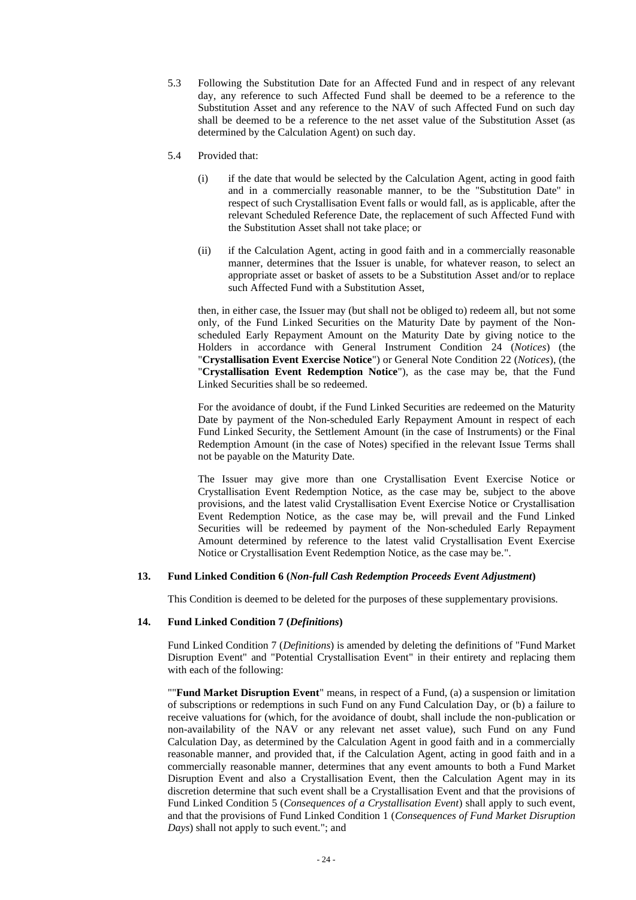5.3 Following the Substitution Date for an Affected Fund and in respect of any relevant day, any reference to such Affected Fund shall be deemed to be a reference to the Substitution Asset and any reference to the NAV of such Affected Fund on such day shall be deemed to be a reference to the net asset value of the Substitution Asset (as determined by the Calculation Agent) on such day.

5.4 Provided that:

(i) if the date that would be selected by the Calculation Agent, acting in good faith and in a commercially reasonable manner, to be the "Substitution Date" in respect of such Crystallisation Event falls or would fall, as is applicable, after the relevant Scheduled Reference Date, the replacement of such Affected Fund with the Substitution Asset shall not take place; or

(ii) if the Calculation Agent, acting in good faith and in a commercially reasonable manner, determines that the Issuer is unable, for whatever reason, to select an appropriate asset or basket of assets to be a Substitution Asset and/or to replace such Affected Fund with a Substitution Asset,

then, in either case, the Issuer may (but shall not be obliged to) redeem all, but not some only, of the Fund Linked Securities on the Maturity Date by payment of the Non-scheduled Early Repayment Amount on the Maturity Date by giving notice to the Holders in accordance with General Instrument Condition 24 (*Notices*) (the "**Crystallisation Event Exercise Notice**") or General Note Condition 22 (*Notices*), (the "**Crystallisation Event Redemption Notice**"), as the case may be, that the Fund Linked Securities shall be so redeemed.

For the avoidance of doubt, if the Fund Linked Securities are redeemed on the Maturity Date by payment of the Non-scheduled Early Repayment Amount in respect of each Fund Linked Security, the Settlement Amount (in the case of Instruments) or the Final Redemption Amount (in the case of Notes) specified in the relevant Issue Terms shall not be payable on the Maturity Date.

The Issuer may give more than one Crystallisation Event Exercise Notice or Crystallisation Event Redemption Notice, as the case may be, subject to the above provisions, and the latest valid Crystallisation Event Exercise Notice or Crystallisation Event Redemption Notice, as the case may be, will prevail and the Fund Linked Securities will be redeemed by payment of the Non-scheduled Early Repayment Amount determined by reference to the latest valid Crystallisation Event Exercise Notice or Crystallisation Event Redemption Notice, as the case may be.".

### 13. Fund Linked Condition 6 (*Non-full Cash Redemption Proceeds Event Adjustment*)

This Condition is deemed to be deleted for the purposes of these supplementary provisions.

### 14. Fund Linked Condition 7 (*Definitions*)

Fund Linked Condition 7 (*Definitions*) is amended by deleting the definitions of "Fund Market Disruption Event" and "Potential Crystallisation Event" in their entirety and replacing them with each of the following:

""**Fund Market Disruption Event**" means, in respect of a Fund, (a) a suspension or limitation of subscriptions or redemptions in such Fund on any Fund Calculation Day, or (b) a failure to receive valuations for (which, for the avoidance of doubt, shall include the non-publication or non-availability of the NAV or any relevant net asset value), such Fund on any Fund Calculation Day, as determined by the Calculation Agent in good faith and in a commercially reasonable manner, and provided that, if the Calculation Agent, acting in good faith and in a commercially reasonable manner, determines that any event amounts to both a Fund Market Disruption Event and also a Crystallisation Event, then the Calculation Agent may in its discretion determine that such event shall be a Crystallisation Event and that the provisions of Fund Linked Condition 5 (*Consequences of a Crystallisation Event*) shall apply to such event, and that the provisions of Fund Linked Condition 1 (*Consequences of Fund Market Disruption Days*) shall not apply to such event."; and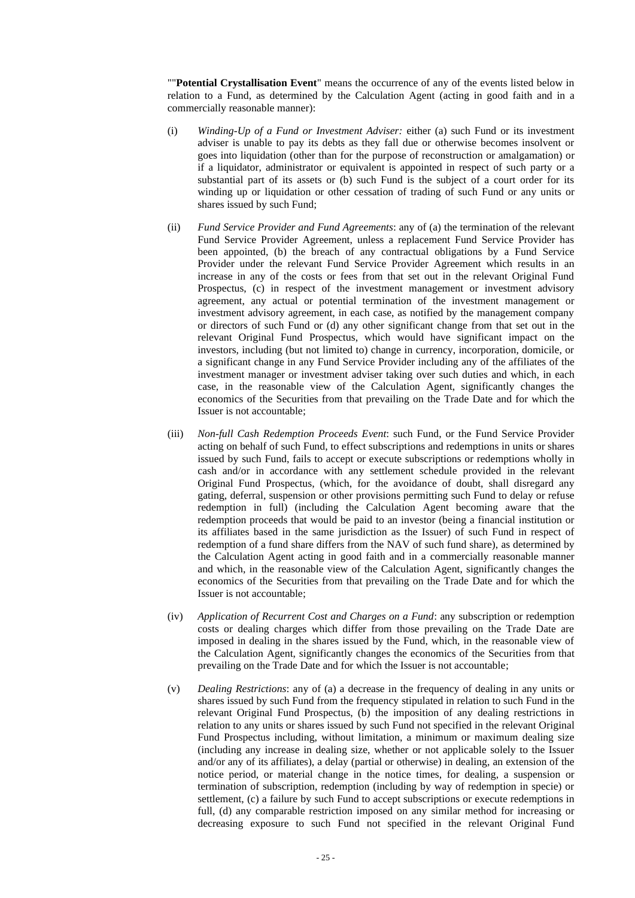""**Potential Crystallisation Event**" means the occurrence of any of the events listed below in relation to a Fund, as determined by the Calculation Agent (acting in good faith and in a commercially reasonable manner):

(i) *Winding-Up of a Fund or Investment Adviser:* either (a) such Fund or its investment adviser is unable to pay its debts as they fall due or otherwise becomes insolvent or goes into liquidation (other than for the purpose of reconstruction or amalgamation) or if a liquidator, administrator or equivalent is appointed in respect of such party or a substantial part of its assets or (b) such Fund is the subject of a court order for its winding up or liquidation or other cessation of trading of such Fund or any units or shares issued by such Fund;

(ii) *Fund Service Provider and Fund Agreements*: any of (a) the termination of the relevant Fund Service Provider Agreement, unless a replacement Fund Service Provider has been appointed, (b) the breach of any contractual obligations by a Fund Service Provider under the relevant Fund Service Provider Agreement which results in an increase in any of the costs or fees from that set out in the relevant Original Fund Prospectus, (c) in respect of the investment management or investment advisory agreement, any actual or potential termination of the investment management or investment advisory agreement, in each case, as notified by the management company or directors of such Fund or (d) any other significant change from that set out in the relevant Original Fund Prospectus, which would have significant impact on the investors, including (but not limited to) change in currency, incorporation, domicile, or a significant change in any Fund Service Provider including any of the affiliates of the investment manager or investment adviser taking over such duties and which, in each case, in the reasonable view of the Calculation Agent, significantly changes the economics of the Securities from that prevailing on the Trade Date and for which the Issuer is not accountable;

(iii) *Non-full Cash Redemption Proceeds Event*: such Fund, or the Fund Service Provider acting on behalf of such Fund, to effect subscriptions and redemptions in units or shares issued by such Fund, fails to accept or execute subscriptions or redemptions wholly in cash and/or in accordance with any settlement schedule provided in the relevant Original Fund Prospectus, (which, for the avoidance of doubt, shall disregard any gating, deferral, suspension or other provisions permitting such Fund to delay or refuse redemption in full) (including the Calculation Agent becoming aware that the redemption proceeds that would be paid to an investor (being a financial institution or its affiliates based in the same jurisdiction as the Issuer) of such Fund in respect of redemption of a fund share differs from the NAV of such fund share), as determined by the Calculation Agent acting in good faith and in a commercially reasonable manner and which, in the reasonable view of the Calculation Agent, significantly changes the economics of the Securities from that prevailing on the Trade Date and for which the Issuer is not accountable;

(iv) *Application of Recurrent Cost and Charges on a Fund*: any subscription or redemption costs or dealing charges which differ from those prevailing on the Trade Date are imposed in dealing in the shares issued by the Fund, which, in the reasonable view of the Calculation Agent, significantly changes the economics of the Securities from that prevailing on the Trade Date and for which the Issuer is not accountable;

(v) *Dealing Restrictions*: any of (a) a decrease in the frequency of dealing in any units or shares issued by such Fund from the frequency stipulated in relation to such Fund in the relevant Original Fund Prospectus, (b) the imposition of any dealing restrictions in relation to any units or shares issued by such Fund not specified in the relevant Original Fund Prospectus including, without limitation, a minimum or maximum dealing size (including any increase in dealing size, whether or not applicable solely to the Issuer and/or any of its affiliates), a delay (partial or otherwise) in dealing, an extension of the notice period, or material change in the notice times, for dealing, a suspension or termination of subscription, redemption (including by way of redemption in specie) or settlement, (c) a failure by such Fund to accept subscriptions or execute redemptions in full, (d) any comparable restriction imposed on any similar method for increasing or decreasing exposure to such Fund not specified in the relevant Original Fund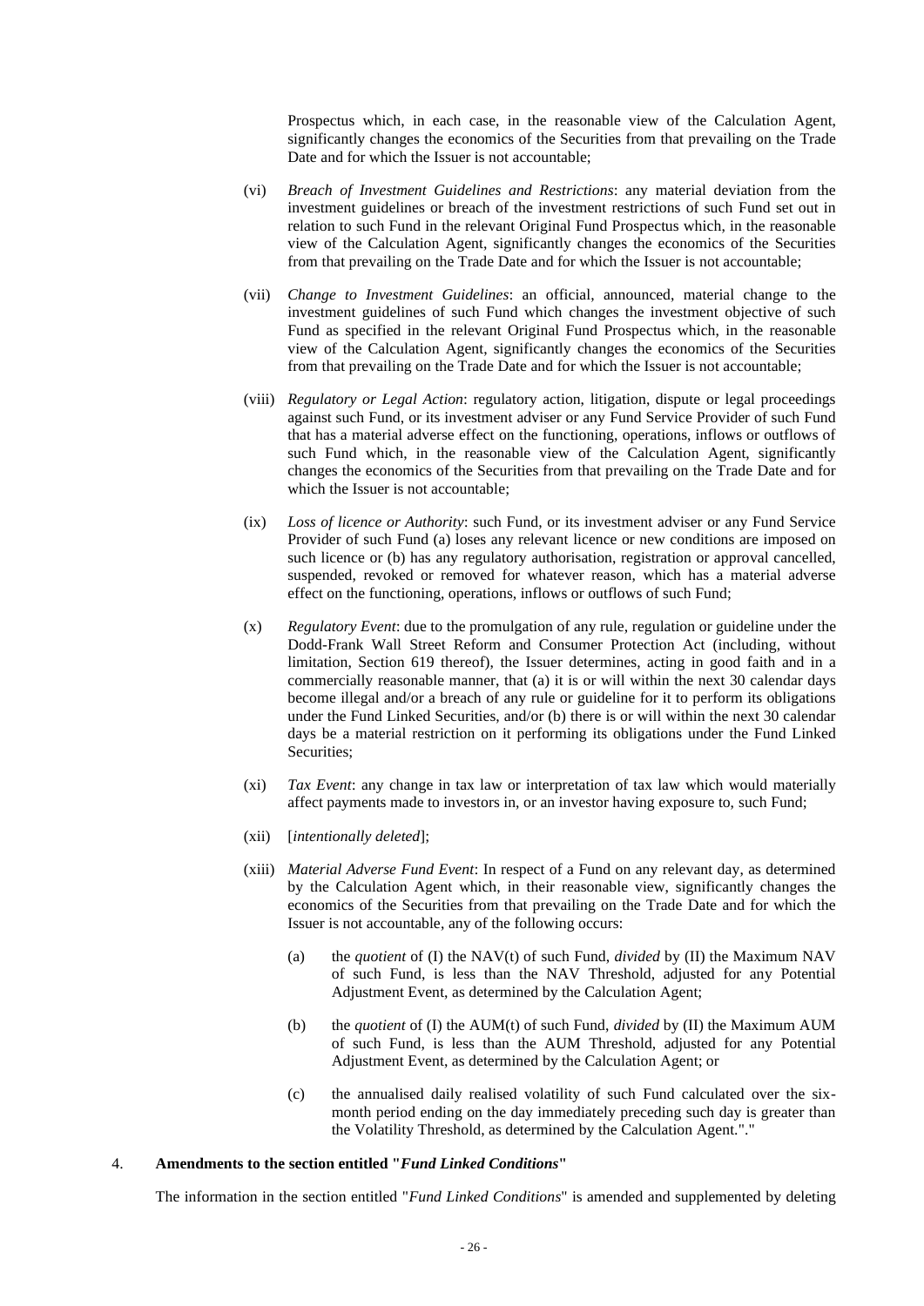Prospectus which, in each case, in the reasonable view of the Calculation Agent, significantly changes the economics of the Securities from that prevailing on the Trade Date and for which the Issuer is not accountable;

(vi) *Breach of Investment Guidelines and Restrictions*: any material deviation from the investment guidelines or breach of the investment restrictions of such Fund set out in relation to such Fund in the relevant Original Fund Prospectus which, in the reasonable view of the Calculation Agent, significantly changes the economics of the Securities from that prevailing on the Trade Date and for which the Issuer is not accountable;

(vii) *Change to Investment Guidelines*: an official, announced, material change to the investment guidelines of such Fund which changes the investment objective of such Fund as specified in the relevant Original Fund Prospectus which, in the reasonable view of the Calculation Agent, significantly changes the economics of the Securities from that prevailing on the Trade Date and for which the Issuer is not accountable;

(viii) *Regulatory or Legal Action*: regulatory action, litigation, dispute or legal proceedings against such Fund, or its investment adviser or any Fund Service Provider of such Fund that has a material adverse effect on the functioning, operations, inflows or outflows of such Fund which, in the reasonable view of the Calculation Agent, significantly changes the economics of the Securities from that prevailing on the Trade Date and for which the Issuer is not accountable;

(ix) *Loss of licence or Authority*: such Fund, or its investment adviser or any Fund Service Provider of such Fund (a) loses any relevant licence or new conditions are imposed on such licence or (b) has any regulatory authorisation, registration or approval cancelled, suspended, revoked or removed for whatever reason, which has a material adverse effect on the functioning, operations, inflows or outflows of such Fund;

(x) *Regulatory Event*: due to the promulgation of any rule, regulation or guideline under the Dodd-Frank Wall Street Reform and Consumer Protection Act (including, without limitation, Section 619 thereof), the Issuer determines, acting in good faith and in a commercially reasonable manner, that (a) it is or will within the next 30 calendar days become illegal and/or a breach of any rule or guideline for it to perform its obligations under the Fund Linked Securities, and/or (b) there is or will within the next 30 calendar days be a material restriction on it performing its obligations under the Fund Linked Securities;

(xi) *Tax Event*: any change in tax law or interpretation of tax law which would materially affect payments made to investors in, or an investor having exposure to, such Fund;

(xii) [*intentionally deleted*];

(xiii) *Material Adverse Fund Event*: In respect of a Fund on any relevant day, as determined by the Calculation Agent which, in their reasonable view, significantly changes the economics of the Securities from that prevailing on the Trade Date and for which the Issuer is not accountable, any of the following occurs:

(a) the *quotient* of (I) the NAV(t) of such Fund, *divided* by (II) the Maximum NAV of such Fund, is less than the NAV Threshold, adjusted for any Potential Adjustment Event, as determined by the Calculation Agent;

(b) the *quotient* of (I) the AUM(t) of such Fund, *divided* by (II) the Maximum AUM of such Fund, is less than the AUM Threshold, adjusted for any Potential Adjustment Event, as determined by the Calculation Agent; or

(c) the annualised daily realised volatility of such Fund calculated over the six-month period ending on the day immediately preceding such day is greater than the Volatility Threshold, as determined by the Calculation Agent."."

4. **Amendments to the section entitled "*Fund Linked Conditions*"**

The information in the section entitled "*Fund Linked Conditions*" is amended and supplemented by deleting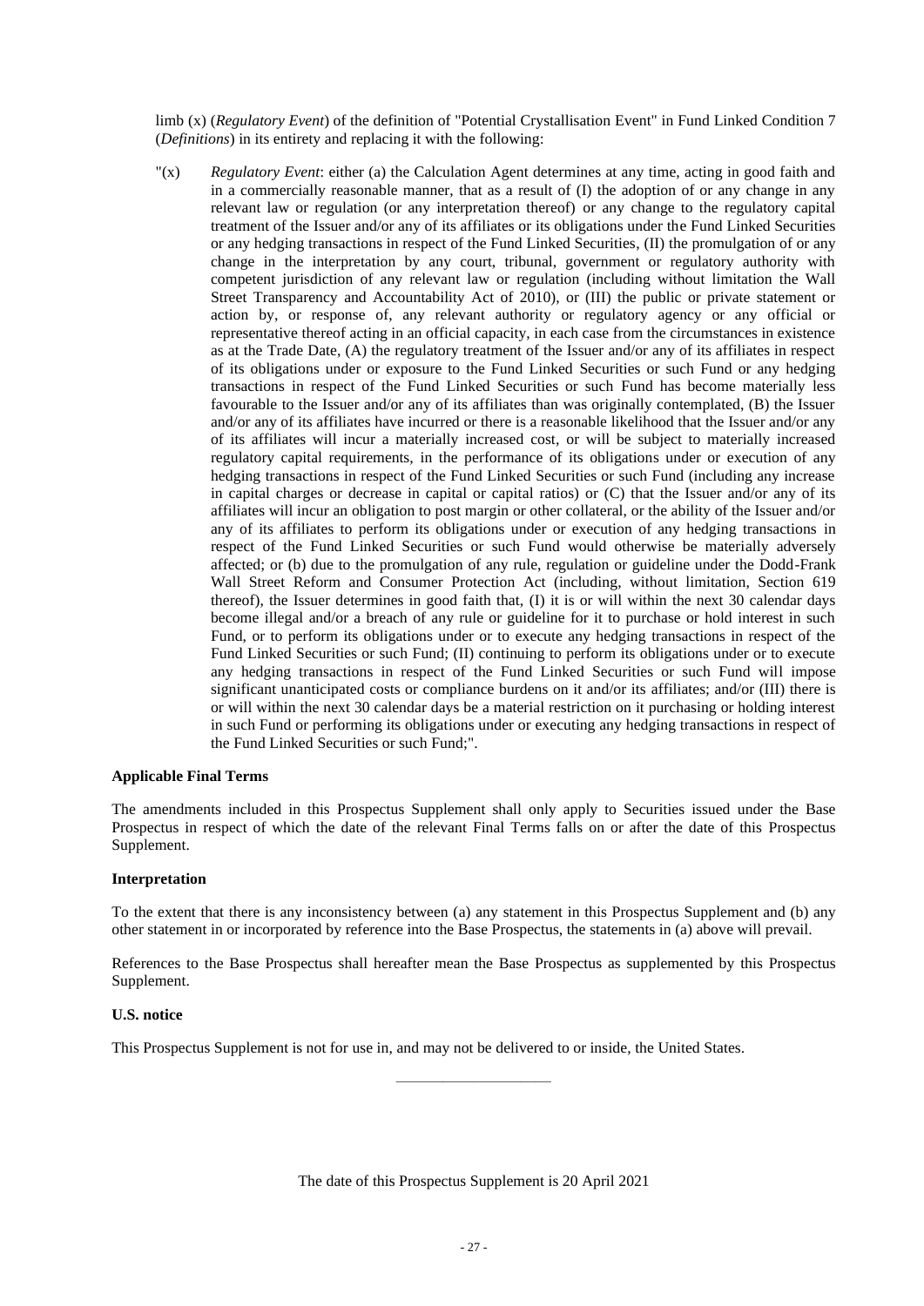limb (x) (*Regulatory Event*) of the definition of "Potential Crystallisation Event" in Fund Linked Condition 7 (*Definitions*) in its entirety and replacing it with the following:

"(x) *Regulatory Event*: either (a) the Calculation Agent determines at any time, acting in good faith and in a commercially reasonable manner, that as a result of (I) the adoption of or any change in any relevant law or regulation (or any interpretation thereof) or any change to the regulatory capital treatment of the Issuer and/or any of its affiliates or its obligations under the Fund Linked Securities or any hedging transactions in respect of the Fund Linked Securities, (II) the promulgation of or any change in the interpretation by any court, tribunal, government or regulatory authority with competent jurisdiction of any relevant law or regulation (including without limitation the Wall Street Transparency and Accountability Act of 2010), or (III) the public or private statement or action by, or response of, any relevant authority or regulatory agency or any official or representative thereof acting in an official capacity, in each case from the circumstances in existence as at the Trade Date, (A) the regulatory treatment of the Issuer and/or any of its affiliates in respect of its obligations under or exposure to the Fund Linked Securities or such Fund or any hedging transactions in respect of the Fund Linked Securities or such Fund has become materially less favourable to the Issuer and/or any of its affiliates than was originally contemplated, (B) the Issuer and/or any of its affiliates have incurred or there is a reasonable likelihood that the Issuer and/or any of its affiliates will incur a materially increased cost, or will be subject to materially increased regulatory capital requirements, in the performance of its obligations under or execution of any hedging transactions in respect of the Fund Linked Securities or such Fund (including any increase in capital charges or decrease in capital or capital ratios) or (C) that the Issuer and/or any of its affiliates will incur an obligation to post margin or other collateral, or the ability of the Issuer and/or any of its affiliates to perform its obligations under or execution of any hedging transactions in respect of the Fund Linked Securities or such Fund would otherwise be materially adversely affected; or (b) due to the promulgation of any rule, regulation or guideline under the Dodd-Frank Wall Street Reform and Consumer Protection Act (including, without limitation, Section 619 thereof), the Issuer determines in good faith that, (I) it is or will within the next 30 calendar days become illegal and/or a breach of any rule or guideline for it to purchase or hold interest in such Fund, or to perform its obligations under or to execute any hedging transactions in respect of the Fund Linked Securities or such Fund; (II) continuing to perform its obligations under or to execute any hedging transactions in respect of the Fund Linked Securities or such Fund will impose significant unanticipated costs or compliance burdens on it and/or its affiliates; and/or (III) there is or will within the next 30 calendar days be a material restriction on it purchasing or holding interest in such Fund or performing its obligations under or executing any hedging transactions in respect of the Fund Linked Securities or such Fund;".

**Applicable Final Terms**

The amendments included in this Prospectus Supplement shall only apply to Securities issued under the Base Prospectus in respect of which the date of the relevant Final Terms falls on or after the date of this Prospectus Supplement.

**Interpretation**

To the extent that there is any inconsistency between (a) any statement in this Prospectus Supplement and (b) any other statement in or incorporated by reference into the Base Prospectus, the statements in (a) above will prevail.

References to the Base Prospectus shall hereafter mean the Base Prospectus as supplemented by this Prospectus Supplement.

**U.S. notice**

This Prospectus Supplement is not for use in, and may not be delivered to or inside, the United States.

---

The date of this Prospectus Supplement is 20 April 2021